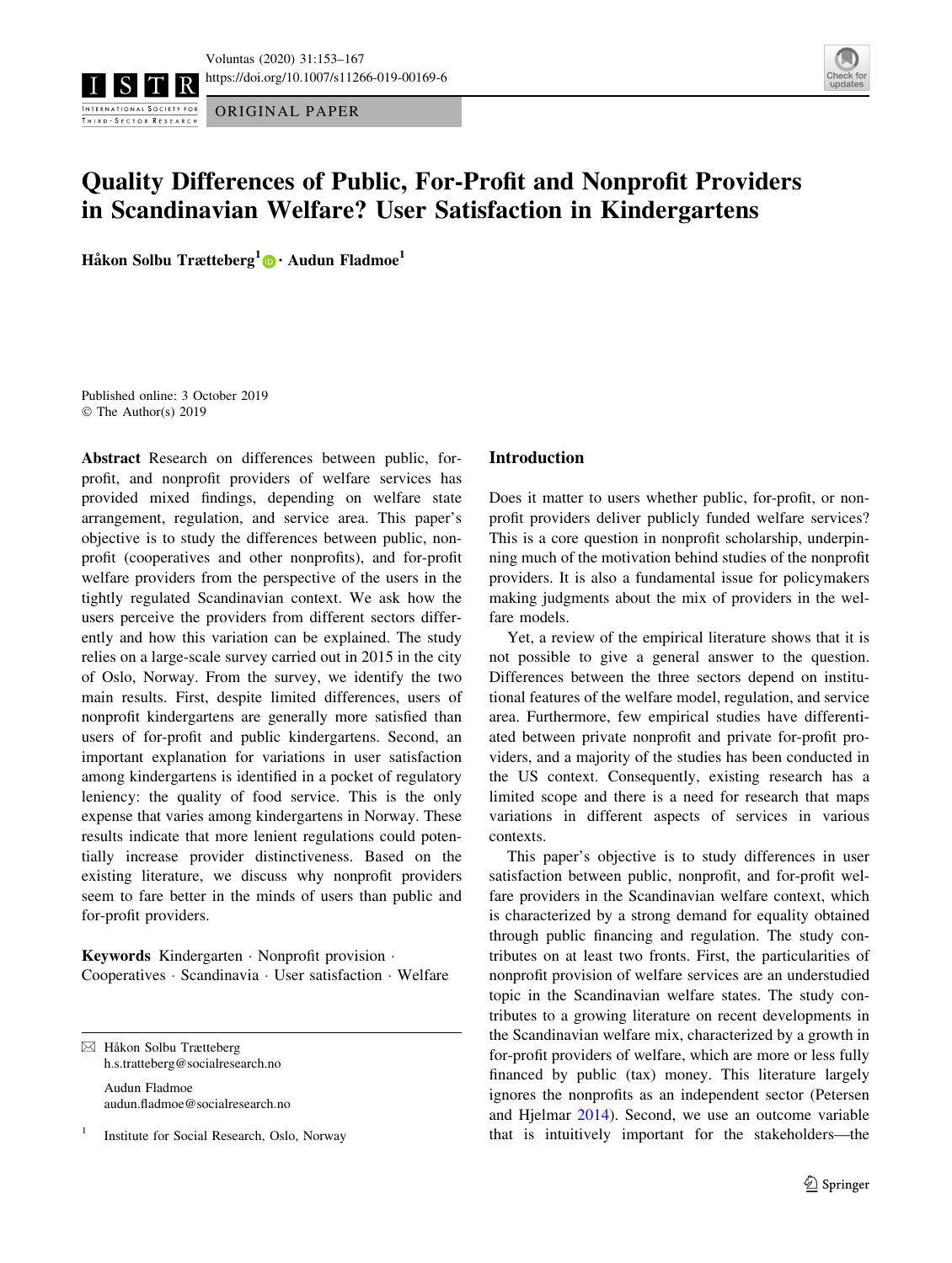ORIGINAL PAPER

# Quality Differences of Public, For-Profit and Nonprofit Providers in Scandinavian Welfare? User Satisfaction in Kindergartens

**Håkon Solbu Trætteberg[1] · Audun Fladmoe[1]**

Published online: 3 October 2019
© The Author(s) 2019

**Abstract** Research on differences between public, for-profit, and nonprofit providers of welfare services has provided mixed findings, depending on welfare state arrangement, regulation, and service area. This paper's objective is to study the differences between public, nonprofit (cooperatives and other nonprofits), and for-profit welfare providers from the perspective of the users in the tightly regulated Scandinavian context. We ask how the users perceive the providers from different sectors differently and how this variation can be explained. The study relies on a large-scale survey carried out in 2015 in the city of Oslo, Norway. From the survey, we identify the two main results. First, despite limited differences, users of nonprofit kindergartens are generally more satisfied than users of for-profit and public kindergartens. Second, an important explanation for variations in user satisfaction among kindergartens is identified in a pocket of regulatory leniency: the quality of food service. This is the only expense that varies among kindergartens in Norway. These results indicate that more lenient regulations could potentially increase provider distinctiveness. Based on the existing literature, we discuss why nonprofit providers seem to fare better in the minds of users than public and for-profit providers.

**Keywords** Kindergarten · Nonprofit provision · Cooperatives · Scandinavia · User satisfaction · Welfare

✉ Håkon Solbu Trætteberg
h.s.tratteberg@socialresearch.no

Audun Fladmoe
audun.fladmoe@socialresearch.no

[1] Institute for Social Research, Oslo, Norway

## Introduction

Does it matter to users whether public, for-profit, or nonprofit providers deliver publicly funded welfare services? This is a core question in nonprofit scholarship, underpinning much of the motivation behind studies of the nonprofit providers. It is also a fundamental issue for policymakers making judgments about the mix of providers in the welfare models.

Yet, a review of the empirical literature shows that it is not possible to give a general answer to the question. Differences between the three sectors depend on institutional features of the welfare model, regulation, and service area. Furthermore, few empirical studies have differentiated between private nonprofit and private for-profit providers, and a majority of the studies has been conducted in the US context. Consequently, existing research has a limited scope and there is a need for research that maps variations in different aspects of services in various contexts.

This paper's objective is to study differences in user satisfaction between public, nonprofit, and for-profit welfare providers in the Scandinavian welfare context, which is characterized by a strong demand for equality obtained through public financing and regulation. The study contributes on at least two fronts. First, the particularities of nonprofit provision of welfare services are an understudied topic in the Scandinavian welfare states. The study contributes to a growing literature on recent developments in the Scandinavian welfare mix, characterized by a growth in for-profit providers of welfare, which are more or less fully financed by public (tax) money. This literature largely ignores the nonprofits as an independent sector (Petersen and Hjelmar 2014). Second, we use an outcome variable that is intuitively important for the stakeholders—the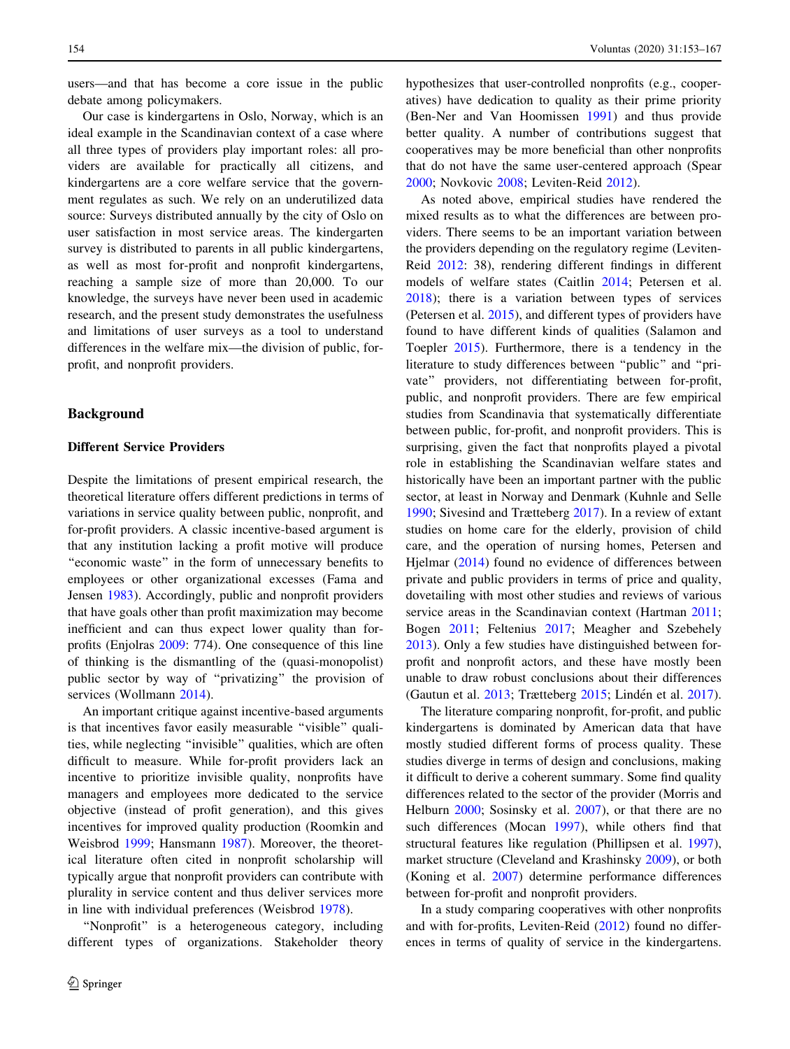users—and that has become a core issue in the public debate among policymakers.

Our case is kindergartens in Oslo, Norway, which is an ideal example in the Scandinavian context of a case where all three types of providers play important roles: all providers are available for practically all citizens, and kindergartens are a core welfare service that the government regulates as such. We rely on an underutilized data source: Surveys distributed annually by the city of Oslo on user satisfaction in most service areas. The kindergarten survey is distributed to parents in all public kindergartens, as well as most for-profit and nonprofit kindergartens, reaching a sample size of more than 20,000. To our knowledge, the surveys have never been used in academic research, and the present study demonstrates the usefulness and limitations of user surveys as a tool to understand differences in the welfare mix—the division of public, for-profit, and nonprofit providers.

## Background

### Different Service Providers

Despite the limitations of present empirical research, the theoretical literature offers different predictions in terms of variations in service quality between public, nonprofit, and for-profit providers. A classic incentive-based argument is that any institution lacking a profit motive will produce "economic waste" in the form of unnecessary benefits to employees or other organizational excesses (Fama and Jensen 1983). Accordingly, public and nonprofit providers that have goals other than profit maximization may become inefficient and can thus expect lower quality than for-profits (Enjolras 2009: 774). One consequence of this line of thinking is the dismantling of the (quasi-monopolist) public sector by way of "privatizing" the provision of services (Wollmann 2014).

An important critique against incentive-based arguments is that incentives favor easily measurable "visible" qualities, while neglecting "invisible" qualities, which are often difficult to measure. While for-profit providers lack an incentive to prioritize invisible quality, nonprofits have managers and employees more dedicated to the service objective (instead of profit generation), and this gives incentives for improved quality production (Roomkin and Weisbrod 1999; Hansmann 1987). Moreover, the theoretical literature often cited in nonprofit scholarship will typically argue that nonprofit providers can contribute with plurality in service content and thus deliver services more in line with individual preferences (Weisbrod 1978).

"Nonprofit" is a heterogeneous category, including different types of organizations. Stakeholder theory hypothesizes that user-controlled nonprofits (e.g., cooperatives) have dedication to quality as their prime priority (Ben-Ner and Van Hoomissen 1991) and thus provide better quality. A number of contributions suggest that cooperatives may be more beneficial than other nonprofits that do not have the same user-centered approach (Spear 2000; Novkovic 2008; Leviten-Reid 2012).

As noted above, empirical studies have rendered the mixed results as to what the differences are between providers. There seems to be an important variation between the providers depending on the regulatory regime (Leviten-Reid 2012: 38), rendering different findings in different models of welfare states (Caitlin 2014; Petersen et al. 2018); there is a variation between types of services (Petersen et al. 2015), and different types of providers have found to have different kinds of qualities (Salamon and Toepler 2015). Furthermore, there is a tendency in the literature to study differences between "public" and "private" providers, not differentiating between for-profit, public, and nonprofit providers. There are few empirical studies from Scandinavia that systematically differentiate between public, for-profit, and nonprofit providers. This is surprising, given the fact that nonprofits played a pivotal role in establishing the Scandinavian welfare states and historically have been an important partner with the public sector, at least in Norway and Denmark (Kuhnle and Selle 1990; Sivesind and Trætteberg 2017). In a review of extant studies on home care for the elderly, provision of child care, and the operation of nursing homes, Petersen and Hjelmar (2014) found no evidence of differences between private and public providers in terms of price and quality, dovetailing with most other studies and reviews of various service areas in the Scandinavian context (Hartman 2011; Bogen 2011; Feltenius 2017; Meagher and Szebehely 2013). Only a few studies have distinguished between for-profit and nonprofit actors, and these have mostly been unable to draw robust conclusions about their differences (Gautun et al. 2013; Trætteberg 2015; Lindén et al. 2017).

The literature comparing nonprofit, for-profit, and public kindergartens is dominated by American data that have mostly studied different forms of process quality. These studies diverge in terms of design and conclusions, making it difficult to derive a coherent summary. Some find quality differences related to the sector of the provider (Morris and Helburn 2000; Sosinsky et al. 2007), or that there are no such differences (Mocan 1997), while others find that structural features like regulation (Phillipsen et al. 1997), market structure (Cleveland and Krashinsky 2009), or both (Koning et al. 2007) determine performance differences between for-profit and nonprofit providers.

In a study comparing cooperatives with other nonprofits and with for-profits, Leviten-Reid (2012) found no differences in terms of quality of service in the kindergartens.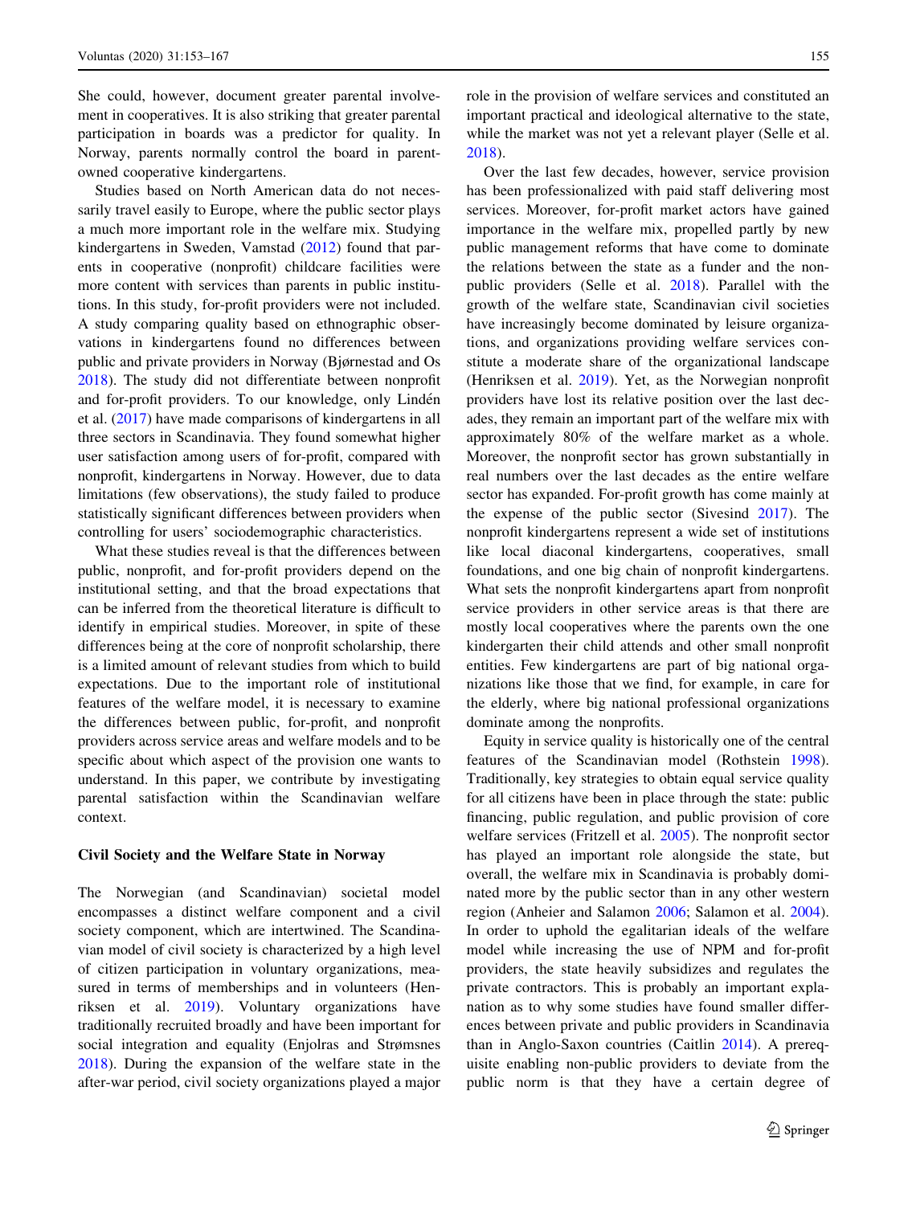She could, however, document greater parental involvement in cooperatives. It is also striking that greater parental participation in boards was a predictor for quality. In Norway, parents normally control the board in parent-owned cooperative kindergartens.

Studies based on North American data do not necessarily travel easily to Europe, where the public sector plays a much more important role in the welfare mix. Studying kindergartens in Sweden, Vamstad (2012) found that parents in cooperative (nonprofit) childcare facilities were more content with services than parents in public institutions. In this study, for-profit providers were not included. A study comparing quality based on ethnographic observations in kindergartens found no differences between public and private providers in Norway (Bjørnestad and Os 2018). The study did not differentiate between nonprofit and for-profit providers. To our knowledge, only Lindén et al. (2017) have made comparisons of kindergartens in all three sectors in Scandinavia. They found somewhat higher user satisfaction among users of for-profit, compared with nonprofit, kindergartens in Norway. However, due to data limitations (few observations), the study failed to produce statistically significant differences between providers when controlling for users' sociodemographic characteristics.

What these studies reveal is that the differences between public, nonprofit, and for-profit providers depend on the institutional setting, and that the broad expectations that can be inferred from the theoretical literature is difficult to identify in empirical studies. Moreover, in spite of these differences being at the core of nonprofit scholarship, there is a limited amount of relevant studies from which to build expectations. Due to the important role of institutional features of the welfare model, it is necessary to examine the differences between public, for-profit, and nonprofit providers across service areas and welfare models and to be specific about which aspect of the provision one wants to understand. In this paper, we contribute by investigating parental satisfaction within the Scandinavian welfare context.

## Civil Society and the Welfare State in Norway

The Norwegian (and Scandinavian) societal model encompasses a distinct welfare component and a civil society component, which are intertwined. The Scandinavian model of civil society is characterized by a high level of citizen participation in voluntary organizations, measured in terms of memberships and in volunteers (Henriksen et al. 2019). Voluntary organizations have traditionally recruited broadly and have been important for social integration and equality (Enjolras and Strømsnes 2018). During the expansion of the welfare state in the after-war period, civil society organizations played a major role in the provision of welfare services and constituted an important practical and ideological alternative to the state, while the market was not yet a relevant player (Selle et al. 2018).

Over the last few decades, however, service provision has been professionalized with paid staff delivering most services. Moreover, for-profit market actors have gained importance in the welfare mix, propelled partly by new public management reforms that have come to dominate the relations between the state as a funder and the non-public providers (Selle et al. 2018). Parallel with the growth of the welfare state, Scandinavian civil societies have increasingly become dominated by leisure organizations, and organizations providing welfare services constitute a moderate share of the organizational landscape (Henriksen et al. 2019). Yet, as the Norwegian nonprofit providers have lost its relative position over the last decades, they remain an important part of the welfare mix with approximately 80% of the welfare market as a whole. Moreover, the nonprofit sector has grown substantially in real numbers over the last decades as the entire welfare sector has expanded. For-profit growth has come mainly at the expense of the public sector (Sivesind 2017). The nonprofit kindergartens represent a wide set of institutions like local diaconal kindergartens, cooperatives, small foundations, and one big chain of nonprofit kindergartens. What sets the nonprofit kindergartens apart from nonprofit service providers in other service areas is that there are mostly local cooperatives where the parents own the one kindergarten their child attends and other small nonprofit entities. Few kindergartens are part of big national organizations like those that we find, for example, in care for the elderly, where big national professional organizations dominate among the nonprofits.

Equity in service quality is historically one of the central features of the Scandinavian model (Rothstein 1998). Traditionally, key strategies to obtain equal service quality for all citizens have been in place through the state: public financing, public regulation, and public provision of core welfare services (Fritzell et al. 2005). The nonprofit sector has played an important role alongside the state, but overall, the welfare mix in Scandinavia is probably dominated more by the public sector than in any other western region (Anheier and Salamon 2006; Salamon et al. 2004). In order to uphold the egalitarian ideals of the welfare model while increasing the use of NPM and for-profit providers, the state heavily subsidizes and regulates the private contractors. This is probably an important explanation as to why some studies have found smaller differences between private and public providers in Scandinavia than in Anglo-Saxon countries (Caitlin 2014). A prerequisite enabling non-public providers to deviate from the public norm is that they have a certain degree of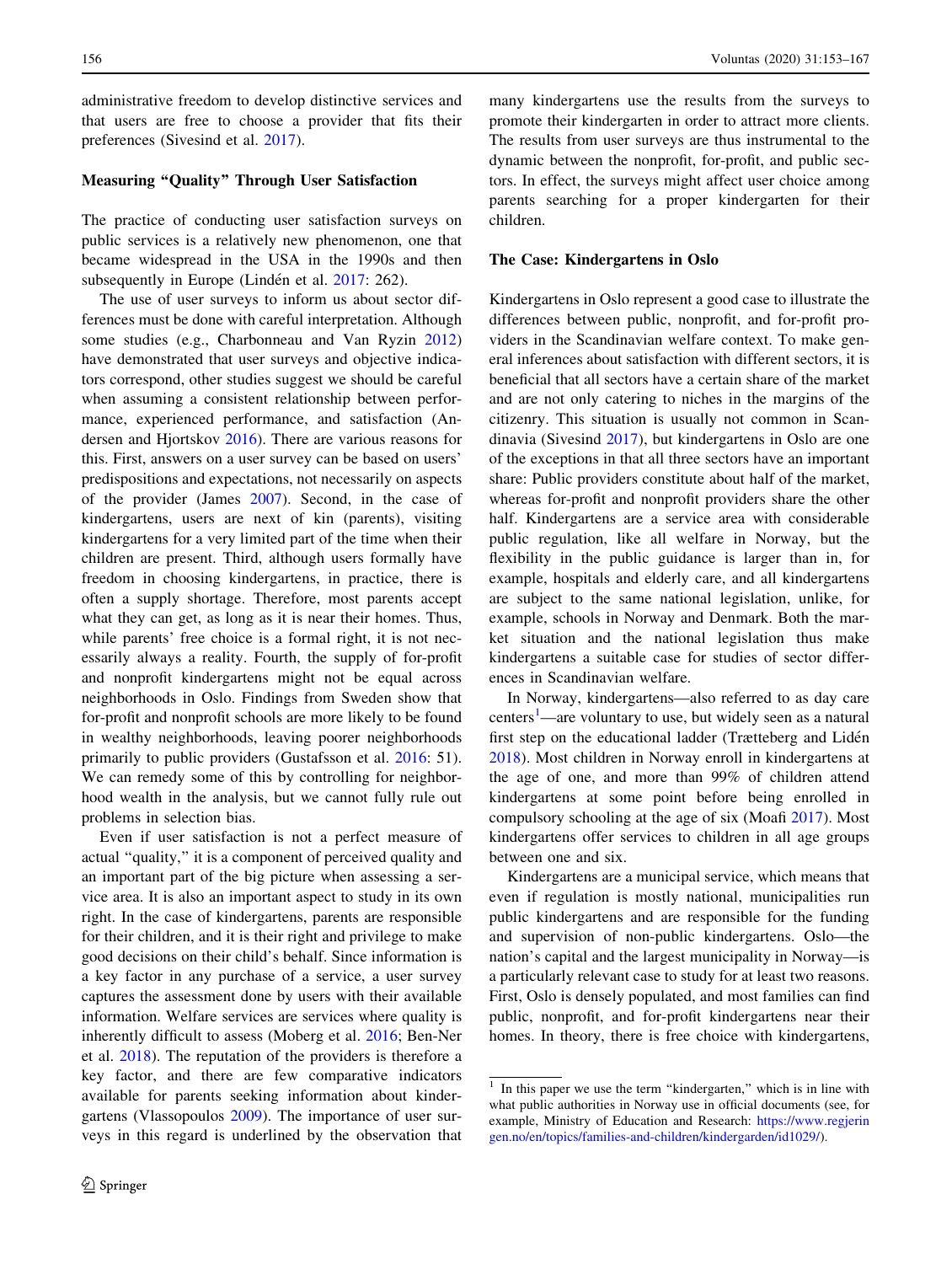administrative freedom to develop distinctive services and that users are free to choose a provider that fits their preferences (Sivesind et al. 2017).

### Measuring "Quality" Through User Satisfaction

The practice of conducting user satisfaction surveys on public services is a relatively new phenomenon, one that became widespread in the USA in the 1990s and then subsequently in Europe (Lindén et al. 2017: 262).

The use of user surveys to inform us about sector differences must be done with careful interpretation. Although some studies (e.g., Charbonneau and Van Ryzin 2012) have demonstrated that user surveys and objective indicators correspond, other studies suggest we should be careful when assuming a consistent relationship between performance, experienced performance, and satisfaction (Andersen and Hjortskov 2016). There are various reasons for this. First, answers on a user survey can be based on users' predispositions and expectations, not necessarily on aspects of the provider (James 2007). Second, in the case of kindergartens, users are next of kin (parents), visiting kindergartens for a very limited part of the time when their children are present. Third, although users formally have freedom in choosing kindergartens, in practice, there is often a supply shortage. Therefore, most parents accept what they can get, as long as it is near their homes. Thus, while parents' free choice is a formal right, it is not necessarily always a reality. Fourth, the supply of for-profit and nonprofit kindergartens might not be equal across neighborhoods in Oslo. Findings from Sweden show that for-profit and nonprofit schools are more likely to be found in wealthy neighborhoods, leaving poorer neighborhoods primarily to public providers (Gustafsson et al. 2016: 51). We can remedy some of this by controlling for neighborhood wealth in the analysis, but we cannot fully rule out problems in selection bias.

Even if user satisfaction is not a perfect measure of actual "quality," it is a component of perceived quality and an important part of the big picture when assessing a service area. It is also an important aspect to study in its own right. In the case of kindergartens, parents are responsible for their children, and it is their right and privilege to make good decisions on their child's behalf. Since information is a key factor in any purchase of a service, a user survey captures the assessment done by users with their available information. Welfare services are services where quality is inherently difficult to assess (Moberg et al. 2016; Ben-Ner et al. 2018). The reputation of the providers is therefore a key factor, and there are few comparative indicators available for parents seeking information about kindergartens (Vlassopoulos 2009). The importance of user surveys in this regard is underlined by the observation that many kindergartens use the results from the surveys to promote their kindergarten in order to attract more clients. The results from user surveys are thus instrumental to the dynamic between the nonprofit, for-profit, and public sectors. In effect, the surveys might affect user choice among parents searching for a proper kindergarten for their children.

### The Case: Kindergartens in Oslo

Kindergartens in Oslo represent a good case to illustrate the differences between public, nonprofit, and for-profit providers in the Scandinavian welfare context. To make general inferences about satisfaction with different sectors, it is beneficial that all sectors have a certain share of the market and are not only catering to niches in the margins of the citizenry. This situation is usually not common in Scandinavia (Sivesind 2017), but kindergartens in Oslo are one of the exceptions in that all three sectors have an important share: Public providers constitute about half of the market, whereas for-profit and nonprofit providers share the other half. Kindergartens are a service area with considerable public regulation, like all welfare in Norway, but the flexibility in the public guidance is larger than in, for example, hospitals and elderly care, and all kindergartens are subject to the same national legislation, unlike, for example, schools in Norway and Denmark. Both the market situation and the national legislation thus make kindergartens a suitable case for studies of sector differences in Scandinavian welfare.

In Norway, kindergartens—also referred to as day care centers[1]—are voluntary to use, but widely seen as a natural first step on the educational ladder (Trætteberg and Lidén 2018). Most children in Norway enroll in kindergartens at the age of one, and more than 99% of children attend kindergartens at some point before being enrolled in compulsory schooling at the age of six (Moafi 2017). Most kindergartens offer services to children in all age groups between one and six.

Kindergartens are a municipal service, which means that even if regulation is mostly national, municipalities run public kindergartens and are responsible for the funding and supervision of non-public kindergartens. Oslo—the nation's capital and the largest municipality in Norway—is a particularly relevant case to study for at least two reasons. First, Oslo is densely populated, and most families can find public, nonprofit, and for-profit kindergartens near their homes. In theory, there is free choice with kindergartens,

[1] In this paper we use the term "kindergarten," which is in line with what public authorities in Norway use in official documents (see, for example, Ministry of Education and Research: https://www.regjeringen.no/en/topics/families-and-children/kindergarden/id1029/).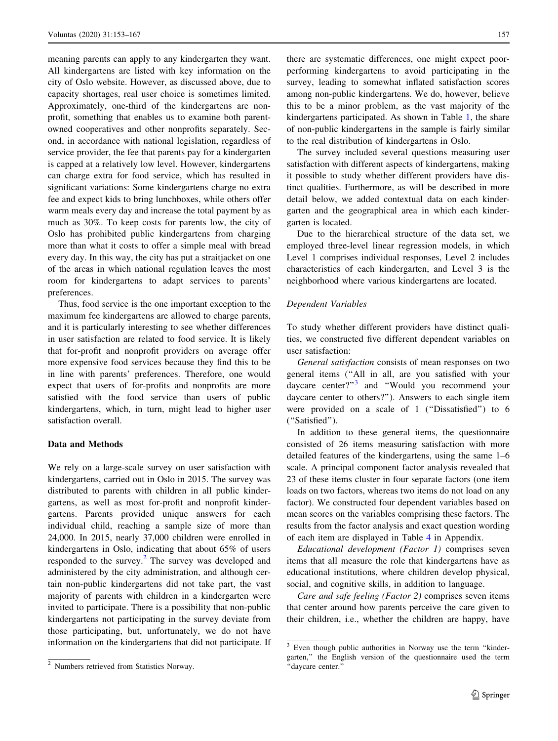meaning parents can apply to any kindergarten they want. All kindergartens are listed with key information on the city of Oslo website. However, as discussed above, due to capacity shortages, real user choice is sometimes limited. Approximately, one-third of the kindergartens are nonprofit, something that enables us to examine both parent-owned cooperatives and other nonprofits separately. Second, in accordance with national legislation, regardless of service provider, the fee that parents pay for a kindergarten is capped at a relatively low level. However, kindergartens can charge extra for food service, which has resulted in significant variations: Some kindergartens charge no extra fee and expect kids to bring lunchboxes, while others offer warm meals every day and increase the total payment by as much as 30%. To keep costs for parents low, the city of Oslo has prohibited public kindergartens from charging more than what it costs to offer a simple meal with bread every day. In this way, the city has put a straitjacket on one of the areas in which national regulation leaves the most room for kindergartens to adapt services to parents' preferences.

Thus, food service is the one important exception to the maximum fee kindergartens are allowed to charge parents, and it is particularly interesting to see whether differences in user satisfaction are related to food service. It is likely that for-profit and nonprofit providers on average offer more expensive food services because they find this to be in line with parents' preferences. Therefore, one would expect that users of for-profits and nonprofits are more satisfied with the food service than users of public kindergartens, which, in turn, might lead to higher user satisfaction overall.

## Data and Methods

We rely on a large-scale survey on user satisfaction with kindergartens, carried out in Oslo in 2015. The survey was distributed to parents with children in all public kindergartens, as well as most for-profit and nonprofit kindergartens. Parents provided unique answers for each individual child, reaching a sample size of more than 24,000. In 2015, nearly 37,000 children were enrolled in kindergartens in Oslo, indicating that about 65% of users responded to the survey.[2] The survey was developed and administered by the city administration, and although certain non-public kindergartens did not take part, the vast majority of parents with children in a kindergarten were invited to participate. There is a possibility that non-public kindergartens not participating in the survey deviate from those participating, but, unfortunately, we do not have information on the kindergartens that did not participate. If there are systematic differences, one might expect poor-performing kindergartens to avoid participating in the survey, leading to somewhat inflated satisfaction scores among non-public kindergartens. We do, however, believe this to be a minor problem, as the vast majority of the kindergartens participated. As shown in Table 1, the share of non-public kindergartens in the sample is fairly similar to the real distribution of kindergartens in Oslo.

The survey included several questions measuring user satisfaction with different aspects of kindergartens, making it possible to study whether different providers have distinct qualities. Furthermore, as will be described in more detail below, we added contextual data on each kindergarten and the geographical area in which each kindergarten is located.

Due to the hierarchical structure of the data set, we employed three-level linear regression models, in which Level 1 comprises individual responses, Level 2 includes characteristics of each kindergarten, and Level 3 is the neighborhood where various kindergartens are located.

### *Dependent Variables*

To study whether different providers have distinct qualities, we constructed five different dependent variables on user satisfaction:

*General satisfaction* consists of mean responses on two general items ("All in all, are you satisfied with your daycare center?"[3] and "Would you recommend your daycare center to others?"). Answers to each single item were provided on a scale of 1 ("Dissatisfied") to 6 ("Satisfied").

In addition to these general items, the questionnaire consisted of 26 items measuring satisfaction with more detailed features of the kindergartens, using the same 1–6 scale. A principal component factor analysis revealed that 23 of these items cluster in four separate factors (one item loads on two factors, whereas two items do not load on any factor). We constructed four dependent variables based on mean scores on the variables comprising these factors. The results from the factor analysis and exact question wording of each item are displayed in Table 4 in Appendix.

*Educational development (Factor 1)* comprises seven items that all measure the role that kindergartens have as educational institutions, where children develop physical, social, and cognitive skills, in addition to language.

*Care and safe feeling (Factor 2)* comprises seven items that center around how parents perceive the care given to their children, i.e., whether the children are happy, have

---

[2] Numbers retrieved from Statistics Norway.

[3] Even though public authorities in Norway use the term "kindergarten," the English version of the questionnaire used the term "daycare center."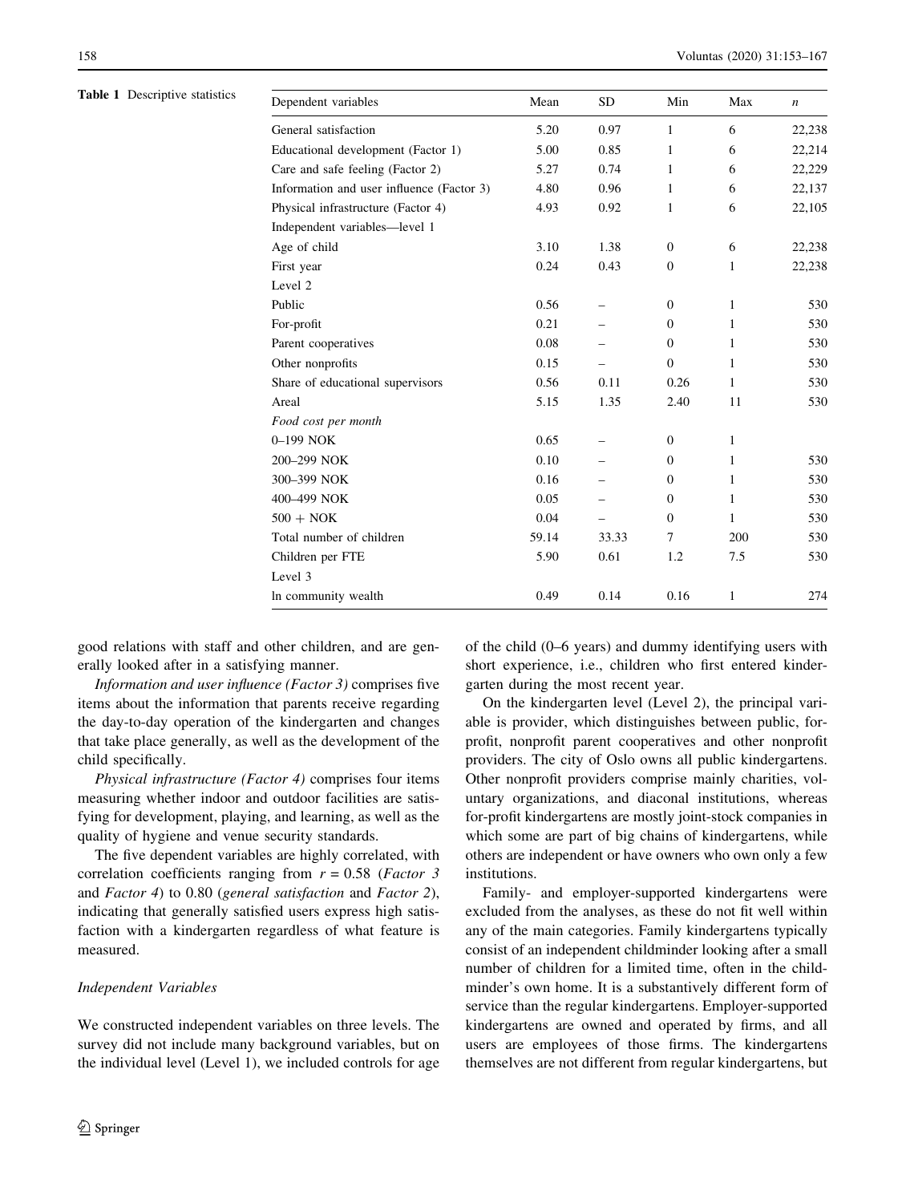**Table 1** Descriptive statistics

| Dependent variables | Mean | SD | Min | Max | *n* |
|---|---|---|---|---|---|
| General satisfaction | 5.20 | 0.97 | 1 | 6 | 22,238 |
| Educational development (Factor 1) | 5.00 | 0.85 | 1 | 6 | 22,214 |
| Care and safe feeling (Factor 2) | 5.27 | 0.74 | 1 | 6 | 22,229 |
| Information and user influence (Factor 3) | 4.80 | 0.96 | 1 | 6 | 22,137 |
| Physical infrastructure (Factor 4) | 4.93 | 0.92 | 1 | 6 | 22,105 |
| Independent variables—level 1 | | | | | |
| Age of child | 3.10 | 1.38 | 0 | 6 | 22,238 |
| First year | 0.24 | 0.43 | 0 | 1 | 22,238 |
| Level 2 | | | | | |
| Public | 0.56 | – | 0 | 1 | 530 |
| For-profit | 0.21 | – | 0 | 1 | 530 |
| Parent cooperatives | 0.08 | – | 0 | 1 | 530 |
| Other nonprofits | 0.15 | – | 0 | 1 | 530 |
| Share of educational supervisors | 0.56 | 0.11 | 0.26 | 1 | 530 |
| Areal | 5.15 | 1.35 | 2.40 | 11 | 530 |
| *Food cost per month* | | | | | |
| 0–199 NOK | 0.65 | – | 0 | 1 | |
| 200–299 NOK | 0.10 | – | 0 | 1 | 530 |
| 300–399 NOK | 0.16 | – | 0 | 1 | 530 |
| 400–499 NOK | 0.05 | – | 0 | 1 | 530 |
| 500 + NOK | 0.04 | – | 0 | 1 | 530 |
| Total number of children | 59.14 | 33.33 | 7 | 200 | 530 |
| Children per FTE | 5.90 | 0.61 | 1.2 | 7.5 | 530 |
| Level 3 | | | | | |
| ln community wealth | 0.49 | 0.14 | 0.16 | 1 | 274 |

good relations with staff and other children, and are generally looked after in a satisfying manner.

*Information and user influence (Factor 3)* comprises five items about the information that parents receive regarding the day-to-day operation of the kindergarten and changes that take place generally, as well as the development of the child specifically.

*Physical infrastructure (Factor 4)* comprises four items measuring whether indoor and outdoor facilities are satisfying for development, playing, and learning, as well as the quality of hygiene and venue security standards.

The five dependent variables are highly correlated, with correlation coefficients ranging from $r = 0.58$ (*Factor 3* and *Factor 4*) to 0.80 (*general satisfaction* and *Factor 2*), indicating that generally satisfied users express high satisfaction with a kindergarten regardless of what feature is measured.

### *Independent Variables*

We constructed independent variables on three levels. The survey did not include many background variables, but on the individual level (Level 1), we included controls for age of the child (0–6 years) and dummy identifying users with short experience, i.e., children who first entered kindergarten during the most recent year.

On the kindergarten level (Level 2), the principal variable is provider, which distinguishes between public, for-profit, nonprofit parent cooperatives and other nonprofit providers. The city of Oslo owns all public kindergartens. Other nonprofit providers comprise mainly charities, voluntary organizations, and diaconal institutions, whereas for-profit kindergartens are mostly joint-stock companies in which some are part of big chains of kindergartens, while others are independent or have owners who own only a few institutions.

Family- and employer-supported kindergartens were excluded from the analyses, as these do not fit well within any of the main categories. Family kindergartens typically consist of an independent childminder looking after a small number of children for a limited time, often in the childminder's own home. It is a substantively different form of service than the regular kindergartens. Employer-supported kindergartens are owned and operated by firms, and all users are employees of those firms. The kindergartens themselves are not different from regular kindergartens, but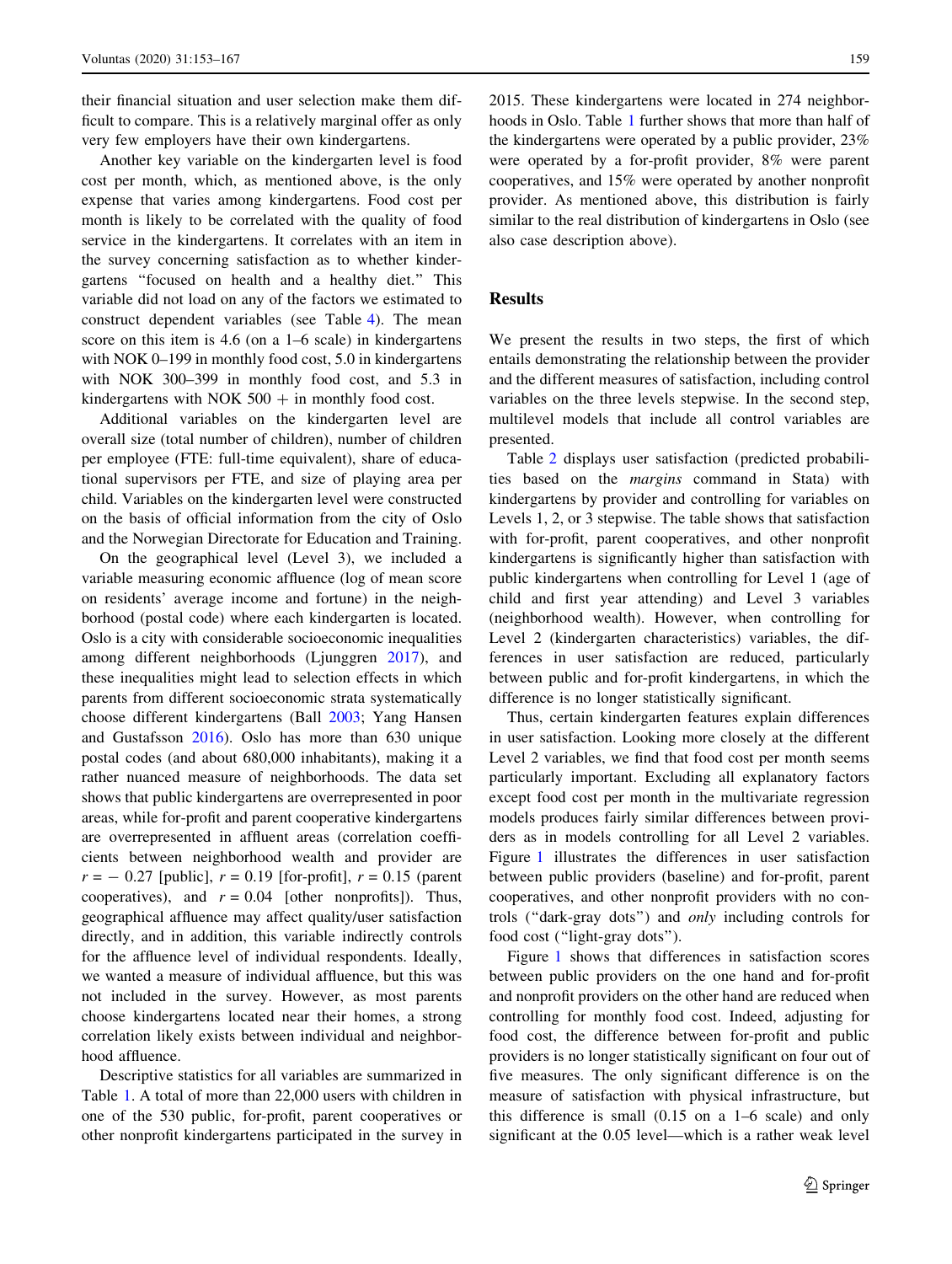their financial situation and user selection make them difficult to compare. This is a relatively marginal offer as only very few employers have their own kindergartens.

Another key variable on the kindergarten level is food cost per month, which, as mentioned above, is the only expense that varies among kindergartens. Food cost per month is likely to be correlated with the quality of food service in the kindergartens. It correlates with an item in the survey concerning satisfaction as to whether kindergartens "focused on health and a healthy diet." This variable did not load on any of the factors we estimated to construct dependent variables (see Table 4). The mean score on this item is 4.6 (on a 1–6 scale) in kindergartens with NOK 0–199 in monthly food cost, 5.0 in kindergartens with NOK 300–399 in monthly food cost, and 5.3 in kindergartens with NOK 500 + in monthly food cost.

Additional variables on the kindergarten level are overall size (total number of children), number of children per employee (FTE: full-time equivalent), share of educational supervisors per FTE, and size of playing area per child. Variables on the kindergarten level were constructed on the basis of official information from the city of Oslo and the Norwegian Directorate for Education and Training.

On the geographical level (Level 3), we included a variable measuring economic affluence (log of mean score on residents' average income and fortune) in the neighborhood (postal code) where each kindergarten is located. Oslo is a city with considerable socioeconomic inequalities among different neighborhoods (Ljunggren 2017), and these inequalities might lead to selection effects in which parents from different socioeconomic strata systematically choose different kindergartens (Ball 2003; Yang Hansen and Gustafsson 2016). Oslo has more than 630 unique postal codes (and about 680,000 inhabitants), making it a rather nuanced measure of neighborhoods. The data set shows that public kindergartens are overrepresented in poor areas, while for-profit and parent cooperative kindergartens are overrepresented in affluent areas (correlation coefficients between neighborhood wealth and provider are $r = -0.27$ [public], $r = 0.19$ [for-profit], $r = 0.15$ (parent cooperatives), and $r = 0.04$ [other nonprofits]). Thus, geographical affluence may affect quality/user satisfaction directly, and in addition, this variable indirectly controls for the affluence level of individual respondents. Ideally, we wanted a measure of individual affluence, but this was not included in the survey. However, as most parents choose kindergartens located near their homes, a strong correlation likely exists between individual and neighborhood affluence.

Descriptive statistics for all variables are summarized in Table 1. A total of more than 22,000 users with children in one of the 530 public, for-profit, parent cooperatives or other nonprofit kindergartens participated in the survey in 2015. These kindergartens were located in 274 neighborhoods in Oslo. Table 1 further shows that more than half of the kindergartens were operated by a public provider, 23% were operated by a for-profit provider, 8% were parent cooperatives, and 15% were operated by another nonprofit provider. As mentioned above, this distribution is fairly similar to the real distribution of kindergartens in Oslo (see also case description above).

## Results

We present the results in two steps, the first of which entails demonstrating the relationship between the provider and the different measures of satisfaction, including control variables on the three levels stepwise. In the second step, multilevel models that include all control variables are presented.

Table 2 displays user satisfaction (predicted probabilities based on the *margins* command in Stata) with kindergartens by provider and controlling for variables on Levels 1, 2, or 3 stepwise. The table shows that satisfaction with for-profit, parent cooperatives, and other nonprofit kindergartens is significantly higher than satisfaction with public kindergartens when controlling for Level 1 (age of child and first year attending) and Level 3 variables (neighborhood wealth). However, when controlling for Level 2 (kindergarten characteristics) variables, the differences in user satisfaction are reduced, particularly between public and for-profit kindergartens, in which the difference is no longer statistically significant.

Thus, certain kindergarten features explain differences in user satisfaction. Looking more closely at the different Level 2 variables, we find that food cost per month seems particularly important. Excluding all explanatory factors except food cost per month in the multivariate regression models produces fairly similar differences between providers as in models controlling for all Level 2 variables. Figure 1 illustrates the differences in user satisfaction between public providers (baseline) and for-profit, parent cooperatives, and other nonprofit providers with no controls ("dark-gray dots") and *only* including controls for food cost ("light-gray dots").

Figure 1 shows that differences in satisfaction scores between public providers on the one hand and for-profit and nonprofit providers on the other hand are reduced when controlling for monthly food cost. Indeed, adjusting for food cost, the difference between for-profit and public providers is no longer statistically significant on four out of five measures. The only significant difference is on the measure of satisfaction with physical infrastructure, but this difference is small (0.15 on a 1–6 scale) and only significant at the 0.05 level—which is a rather weak level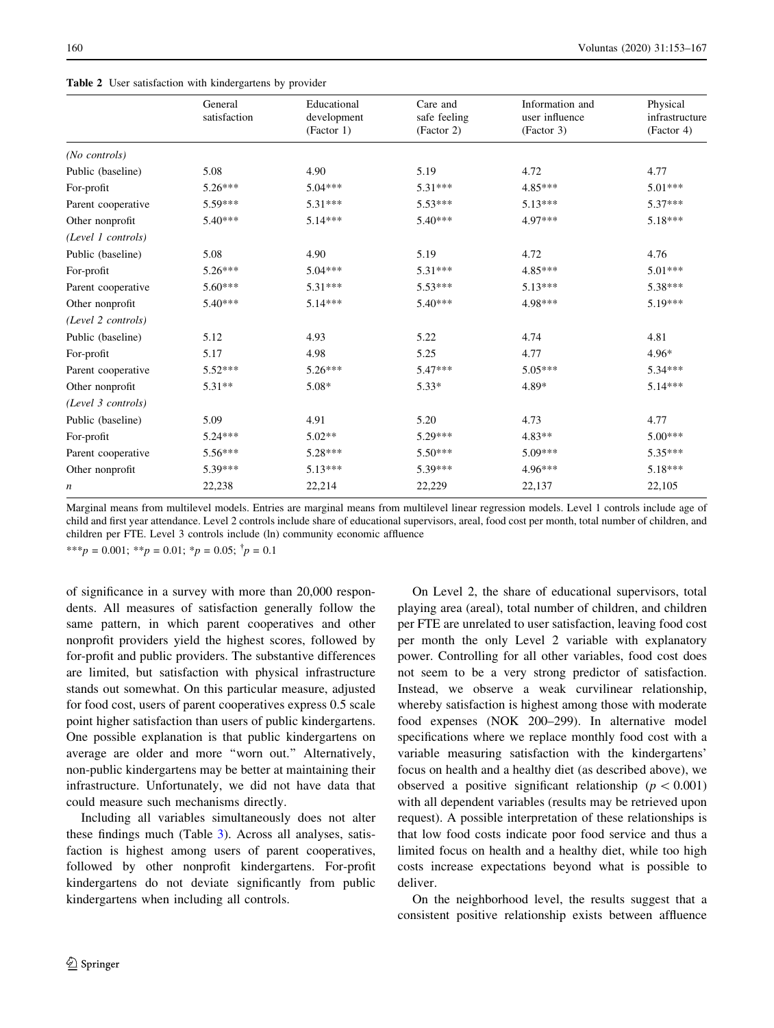**Table 2** User satisfaction with kindergartens by provider

| | General satisfaction | Educational development (Factor 1) | Care and safe feeling (Factor 2) | Information and user influence (Factor 3) | Physical infrastructure (Factor 4) |
|---|---|---|---|---|---|
| *(No controls)* | | | | | |
| Public (baseline) | 5.08 | 4.90 | 5.19 | 4.72 | 4.77 |
| For-profit | 5.26*** | 5.04*** | 5.31*** | 4.85*** | 5.01*** |
| Parent cooperative | 5.59*** | 5.31*** | 5.53*** | 5.13*** | 5.37*** |
| Other nonprofit | 5.40*** | 5.14*** | 5.40*** | 4.97*** | 5.18*** |
| *(Level 1 controls)* | | | | | |
| Public (baseline) | 5.08 | 4.90 | 5.19 | 4.72 | 4.76 |
| For-profit | 5.26*** | 5.04*** | 5.31*** | 4.85*** | 5.01*** |
| Parent cooperative | 5.60*** | 5.31*** | 5.53*** | 5.13*** | 5.38*** |
| Other nonprofit | 5.40*** | 5.14*** | 5.40*** | 4.98*** | 5.19*** |
| *(Level 2 controls)* | | | | | |
| Public (baseline) | 5.12 | 4.93 | 5.22 | 4.74 | 4.81 |
| For-profit | 5.17 | 4.98 | 5.25 | 4.77 | 4.96* |
| Parent cooperative | 5.52*** | 5.26*** | 5.47*** | 5.05*** | 5.34*** |
| Other nonprofit | 5.31** | 5.08* | 5.33* | 4.89* | 5.14*** |
| *(Level 3 controls)* | | | | | |
| Public (baseline) | 5.09 | 4.91 | 5.20 | 4.73 | 4.77 |
| For-profit | 5.24*** | 5.02** | 5.29*** | 4.83** | 5.00*** |
| Parent cooperative | 5.56*** | 5.28*** | 5.50*** | 5.09*** | 5.35*** |
| Other nonprofit | 5.39*** | 5.13*** | 5.39*** | 4.96*** | 5.18*** |
| *n* | 22,238 | 22,214 | 22,229 | 22,137 | 22,105 |

Marginal means from multilevel models. Entries are marginal means from multilevel linear regression models. Level 1 controls include age of child and first year attendance. Level 2 controls include share of educational supervisors, areal, food cost per month, total number of children, and children per FTE. Level 3 controls include (ln) community economic affluence

***$p = 0.001$; **$p = 0.01$; *$p = 0.05$; †$p = 0.1$

of significance in a survey with more than 20,000 respondents. All measures of satisfaction generally follow the same pattern, in which parent cooperatives and other nonprofit providers yield the highest scores, followed by for-profit and public providers. The substantive differences are limited, but satisfaction with physical infrastructure stands out somewhat. On this particular measure, adjusted for food cost, users of parent cooperatives express 0.5 scale point higher satisfaction than users of public kindergartens. One possible explanation is that public kindergartens on average are older and more "worn out." Alternatively, non-public kindergartens may be better at maintaining their infrastructure. Unfortunately, we did not have data that could measure such mechanisms directly.

Including all variables simultaneously does not alter these findings much (Table 3). Across all analyses, satisfaction is highest among users of parent cooperatives, followed by other nonprofit kindergartens. For-profit kindergartens do not deviate significantly from public kindergartens when including all controls.

On Level 2, the share of educational supervisors, total playing area (areal), total number of children, and children per FTE are unrelated to user satisfaction, leaving food cost per month the only Level 2 variable with explanatory power. Controlling for all other variables, food cost does not seem to be a very strong predictor of satisfaction. Instead, we observe a weak curvilinear relationship, whereby satisfaction is highest among those with moderate food expenses (NOK 200–299). In alternative model specifications where we replace monthly food cost with a variable measuring satisfaction with the kindergartens' focus on health and a healthy diet (as described above), we observed a positive significant relationship ($p < 0.001$) with all dependent variables (results may be retrieved upon request). A possible interpretation of these relationships is that low food costs indicate poor food service and thus a limited focus on health and a healthy diet, while too high costs increase expectations beyond what is possible to deliver.

On the neighborhood level, the results suggest that a consistent positive relationship exists between affluence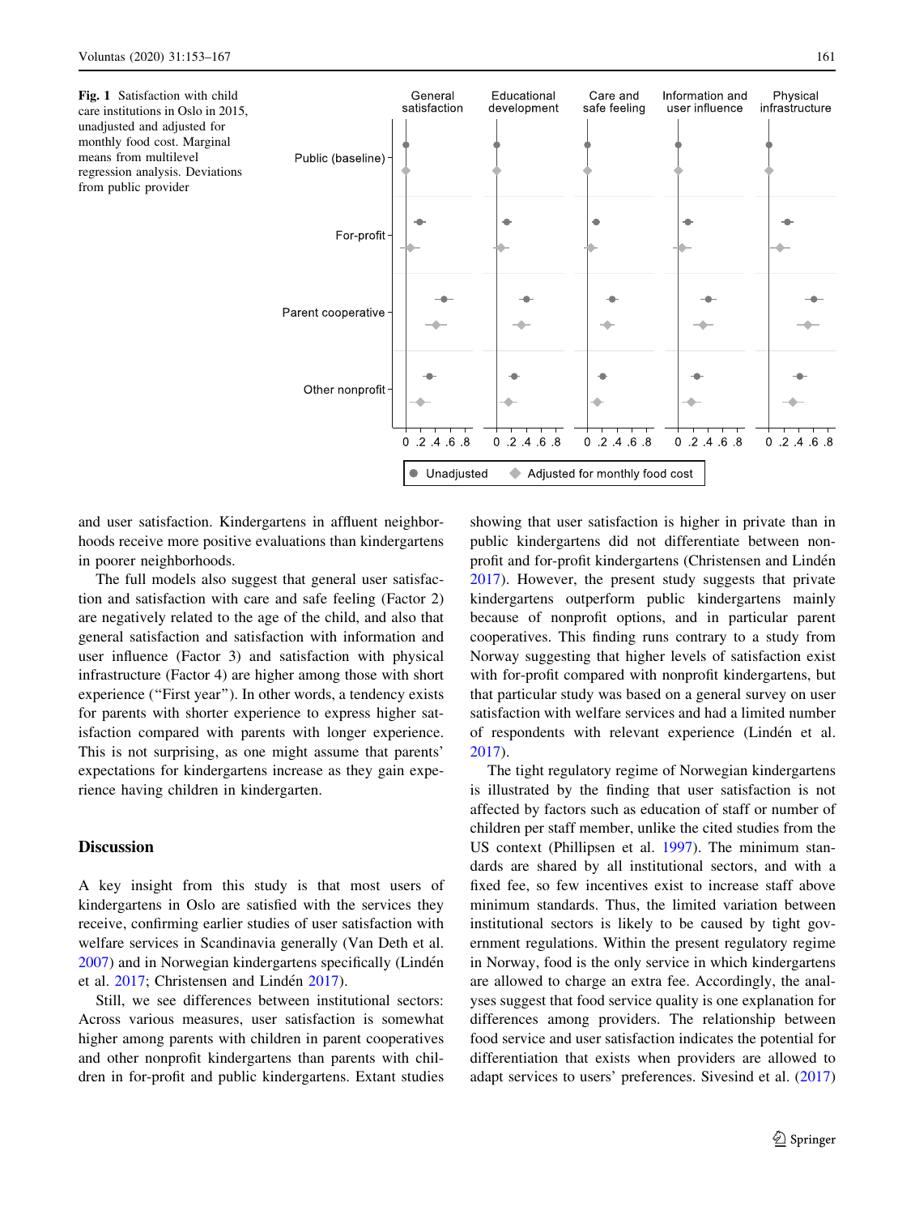**Fig. 1** Satisfaction with child care institutions in Oslo in 2015, unadjusted and adjusted for monthly food cost. Marginal means from multilevel regression analysis. Deviations from public provider

and user satisfaction. Kindergartens in affluent neighborhoods receive more positive evaluations than kindergartens in poorer neighborhoods.

The full models also suggest that general user satisfaction and satisfaction with care and safe feeling (Factor 2) are negatively related to the age of the child, and also that general satisfaction and satisfaction with information and user influence (Factor 3) and satisfaction with physical infrastructure (Factor 4) are higher among those with short experience ("First year"). In other words, a tendency exists for parents with shorter experience to express higher satisfaction compared with parents with longer experience. This is not surprising, as one might assume that parents' expectations for kindergartens increase as they gain experience having children in kindergarten.

## Discussion

A key insight from this study is that most users of kindergartens in Oslo are satisfied with the services they receive, confirming earlier studies of user satisfaction with welfare services in Scandinavia generally (Van Deth et al. 2007) and in Norwegian kindergartens specifically (Lindén et al. 2017; Christensen and Lindén 2017).

Still, we see differences between institutional sectors: Across various measures, user satisfaction is somewhat higher among parents with children in parent cooperatives and other nonprofit kindergartens than parents with children in for-profit and public kindergartens. Extant studies showing that user satisfaction is higher in private than in public kindergartens did not differentiate between nonprofit and for-profit kindergartens (Christensen and Lindén 2017). However, the present study suggests that private kindergartens outperform public kindergartens mainly because of nonprofit options, and in particular parent cooperatives. This finding runs contrary to a study from Norway suggesting that higher levels of satisfaction exist with for-profit compared with nonprofit kindergartens, but that particular study was based on a general survey on user satisfaction with welfare services and had a limited number of respondents with relevant experience (Lindén et al. 2017).

The tight regulatory regime of Norwegian kindergartens is illustrated by the finding that user satisfaction is not affected by factors such as education of staff or number of children per staff member, unlike the cited studies from the US context (Phillipsen et al. 1997). The minimum standards are shared by all institutional sectors, and with a fixed fee, so few incentives exist to increase staff above minimum standards. Thus, the limited variation between institutional sectors is likely to be caused by tight government regulations. Within the present regulatory regime in Norway, food is the only service in which kindergartens are allowed to charge an extra fee. Accordingly, the analyses suggest that food service quality is one explanation for differences among providers. The relationship between food service and user satisfaction indicates the potential for differentiation that exists when providers are allowed to adapt services to users' preferences. Sivesind et al. (2017)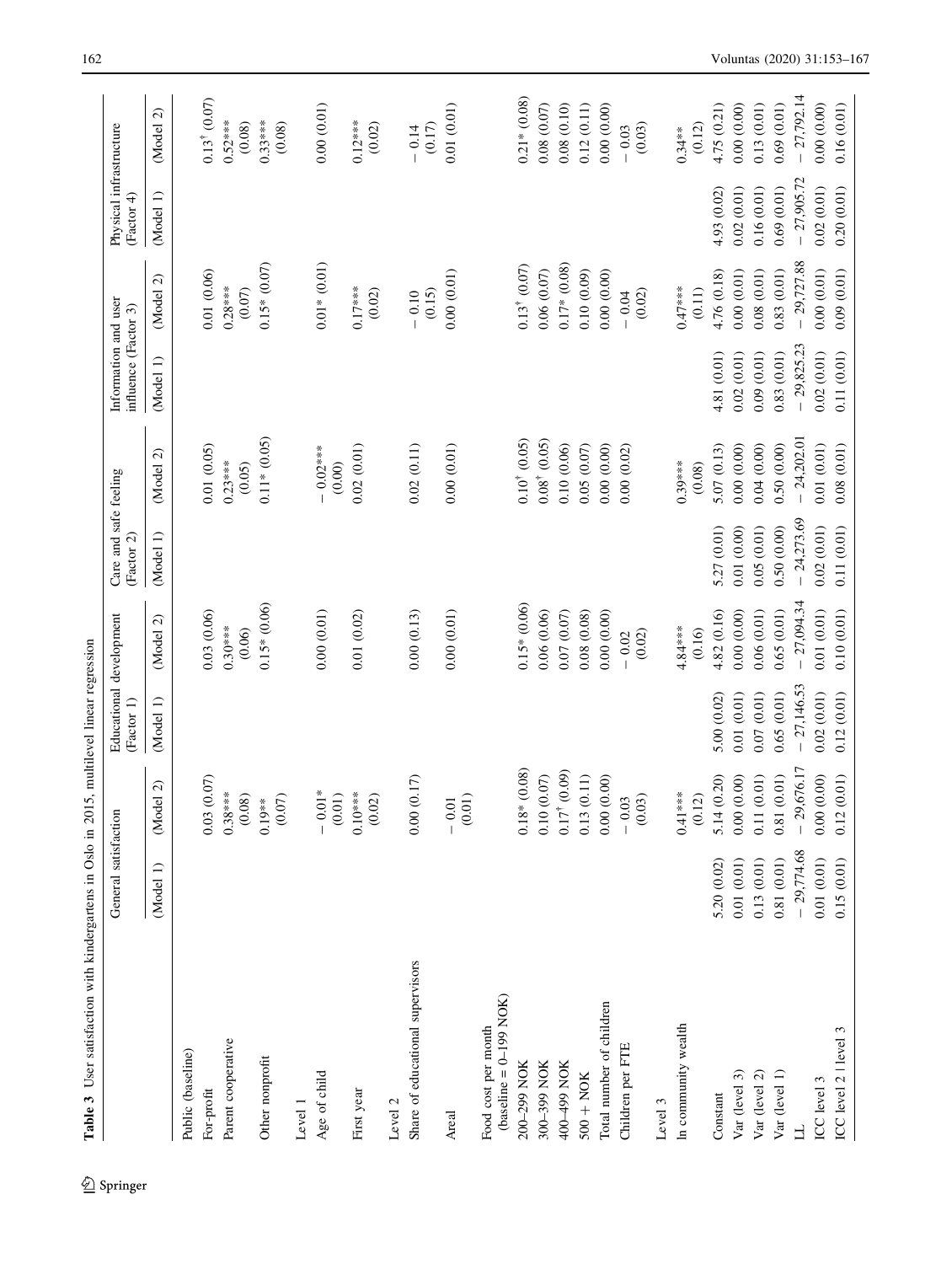**Table 3** User satisfaction with kindergartens in Oslo in 2015, multilevel linear regression

| | General satisfaction | | Educational development (Factor 1) | | Care and safe feeling (Factor 2) | | Information and user influence (Factor 3) | | Physical infrastructure (Factor 4) | |
|---|---|---|---|---|---|---|---|---|---|---|
| | (Model 1) | (Model 2) | (Model 1) | (Model 2) | (Model 1) | (Model 2) | (Model 1) | (Model 2) | (Model 1) | (Model 2) |
| Public (baseline) | | | | | | | | | | |
| For-profit | | 0.03 (0.07) | | 0.03 (0.06) | | 0.01 (0.05) | | 0.01 (0.06) | | 0.13[†] (0.07) |
| Parent cooperative | | 0.38*** (0.08) | | 0.30*** (0.06) | | 0.23*** (0.05) | | 0.28*** (0.07) | | 0.52*** (0.08) |
| Other nonprofit | | 0.19** (0.07) | | 0.15* (0.06) | | 0.11* (0.05) | | 0.15* (0.07) | | 0.33*** (0.08) |
| Level 1 | | | | | | | | | | |
| Age of child | | − 0.01* (0.01) | | 0.00 (0.01) | | − 0.02*** (0.00) | | 0.01* (0.01) | | 0.00 (0.01) |
| First year | | 0.10*** (0.02) | | 0.01 (0.02) | | 0.02 (0.01) | | 0.17*** (0.02) | | 0.12*** (0.02) |
| Level 2 | | | | | | | | | | |
| Share of educational supervisors | | 0.00 (0.17) | | 0.00 (0.13) | | 0.02 (0.11) | | − 0.10 (0.15) | | − 0.14 (0.17) |
| Areal | | − 0.01 (0.01) | | 0.00 (0.01) | | 0.00 (0.01) | | 0.00 (0.01) | | 0.01 (0.01) |
| Food cost per month (baseline = 0–199 NOK) | | | | | | | | | | |
| 200–299 NOK | | 0.18* (0.08) | | 0.15* (0.06) | | 0.10[†] (0.05) | | 0.13[†] (0.07) | | 0.21* (0.08) |
| 300–399 NOK | | 0.10 (0.07) | | 0.06 (0.06) | | 0.08[†] (0.05) | | 0.06 (0.07) | | 0.08 (0.07) |
| 400–499 NOK | | 0.17[†] (0.09) | | 0.07 (0.07) | | 0.10 (0.06) | | 0.17* (0.08) | | 0.08 (0.10) |
| 500 + NOK | | 0.13 (0.11) | | 0.08 (0.08) | | 0.05 (0.07) | | 0.10 (0.09) | | 0.12 (0.11) |
| Total number of children | | 0.00 (0.00) | | 0.00 (0.00) | | 0.00 (0.00) | | 0.00 (0.00) | | 0.00 (0.00) |
| Children per FTE | | − 0.03 (0.03) | | − 0.02 (0.02) | | 0.00 (0.02) | | − 0.04 (0.02) | | − 0.03 (0.03) |
| Level 3 | | | | | | | | | | |
| ln community wealth | | 0.41*** (0.12) | | 4.84*** (0.16) | | 0.39*** (0.08) | | 0.47*** (0.11) | | 0.34** (0.12) |
| Constant | 5.20 (0.02) | 5.14 (0.20) | 5.00 (0.02) | 4.82 (0.16) | 5.27 (0.01) | 5.07 (0.13) | 4.81 (0.01) | 4.76 (0.18) | 4.93 (0.02) | 4.75 (0.21) |
| Var (level 3) | 0.01 (0.01) | 0.00 (0.00) | 0.01 (0.01) | 0.00 (0.00) | 0.01 (0.00) | 0.00 (0.00) | 0.02 (0.01) | 0.00 (0.01) | 0.02 (0.01) | 0.00 (0.00) |
| Var (level 2) | 0.13 (0.01) | 0.11 (0.01) | 0.07 (0.01) | 0.06 (0.01) | 0.05 (0.01) | 0.04 (0.00) | 0.09 (0.01) | 0.08 (0.01) | 0.16 (0.01) | 0.13 (0.01) |
| Var (level 1) | 0.81 (0.01) | 0.81 (0.01) | 0.65 (0.01) | 0.65 (0.01) | 0.50 (0.00) | 0.50 (0.00) | 0.83 (0.01) | 0.83 (0.01) | 0.69 (0.01) | 0.69 (0.01) |
| LL | − 29,774.68 | − 29,676.17 | − 27,146.53 | − 27,094.34 | − 24,273.69 | − 24,202.01 | − 29,825.23 | − 29,727.88 | − 27,905.72 | − 27,792.14 |
| ICC level 3 | 0.01 (0.01) | 0.00 (0.00) | 0.02 (0.01) | 0.01 (0.01) | 0.02 (0.01) | 0.01 (0.01) | 0.02 (0.01) | 0.00 (0.01) | 0.02 (0.01) | 0.00 (0.00) |
| ICC level 2 \| level 3 | 0.15 (0.01) | 0.12 (0.01) | 0.12 (0.01) | 0.10 (0.01) | 0.11 (0.01) | 0.08 (0.01) | 0.11 (0.01) | 0.09 (0.01) | 0.20 (0.01) | 0.16 (0.01) |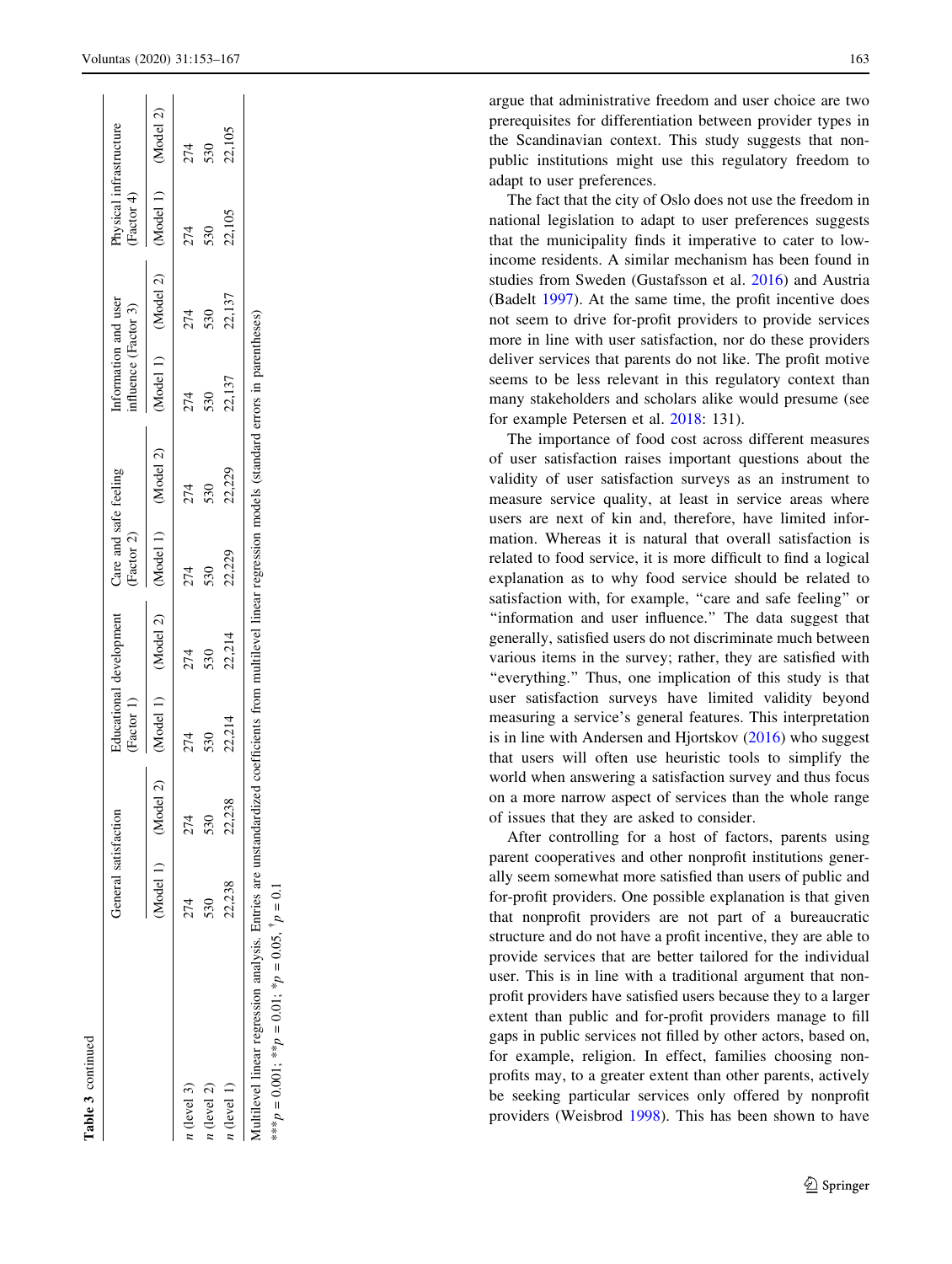**Table 3** continued

| | General satisfaction | | Educational development (Factor 1) | | Care and safe feeling (Factor 2) | | Information and user influence (Factor 3) | | Physical infrastructure (Factor 4) | |
|---|---|---|---|---|---|---|---|---|---|---|
| | (Model 1) | (Model 2) | (Model 1) | (Model 2) | (Model 1) | (Model 2) | (Model 1) | (Model 2) | (Model 1) | (Model 2) |
| n (level 3) | 274 | 274 | 274 | 274 | 274 | 274 | 274 | 274 | 274 | 274 |
| n (level 2) | 530 | 530 | 530 | 530 | 530 | 530 | 530 | 530 | 530 | 530 |
| n (level 1) | 22,238 | 22,238 | 22,214 | 22,214 | 22,229 | 22,229 | 22,137 | 22,137 | 22,105 | 22,105 |

Multilevel linear regression analysis. Entries are unstandardized coefficients from multilevel linear regression models (standard errors in parentheses)

***$p = 0.001$; **$p = 0.01$; *$p = 0.05$, †$p = 0.1$

argue that administrative freedom and user choice are two prerequisites for differentiation between provider types in the Scandinavian context. This study suggests that non-public institutions might use this regulatory freedom to adapt to user preferences.

The fact that the city of Oslo does not use the freedom in national legislation to adapt to user preferences suggests that the municipality finds it imperative to cater to low-income residents. A similar mechanism has been found in studies from Sweden (Gustafsson et al. 2016) and Austria (Badelt 1997). At the same time, the profit incentive does not seem to drive for-profit providers to provide services more in line with user satisfaction, nor do these providers deliver services that parents do not like. The profit motive seems to be less relevant in this regulatory context than many stakeholders and scholars alike would presume (see for example Petersen et al. 2018: 131).

The importance of food cost across different measures of user satisfaction raises important questions about the validity of user satisfaction surveys as an instrument to measure service quality, at least in service areas where users are next of kin and, therefore, have limited information. Whereas it is natural that overall satisfaction is related to food service, it is more difficult to find a logical explanation as to why food service should be related to satisfaction with, for example, "care and safe feeling" or "information and user influence." The data suggest that generally, satisfied users do not discriminate much between various items in the survey; rather, they are satisfied with "everything." Thus, one implication of this study is that user satisfaction surveys have limited validity beyond measuring a service's general features. This interpretation is in line with Andersen and Hjortskov (2016) who suggest that users will often use heuristic tools to simplify the world when answering a satisfaction survey and thus focus on a more narrow aspect of services than the whole range of issues that they are asked to consider.

After controlling for a host of factors, parents using parent cooperatives and other nonprofit institutions generally seem somewhat more satisfied than users of public and for-profit providers. One possible explanation is that given that nonprofit providers are not part of a bureaucratic structure and do not have a profit incentive, they are able to provide services that are better tailored for the individual user. This is in line with a traditional argument that nonprofit providers have satisfied users because they to a larger extent than public and for-profit providers manage to fill gaps in public services not filled by other actors, based on, for example, religion. In effect, families choosing nonprofits may, to a greater extent than other parents, actively be seeking particular services only offered by nonprofit providers (Weisbrod 1998). This has been shown to have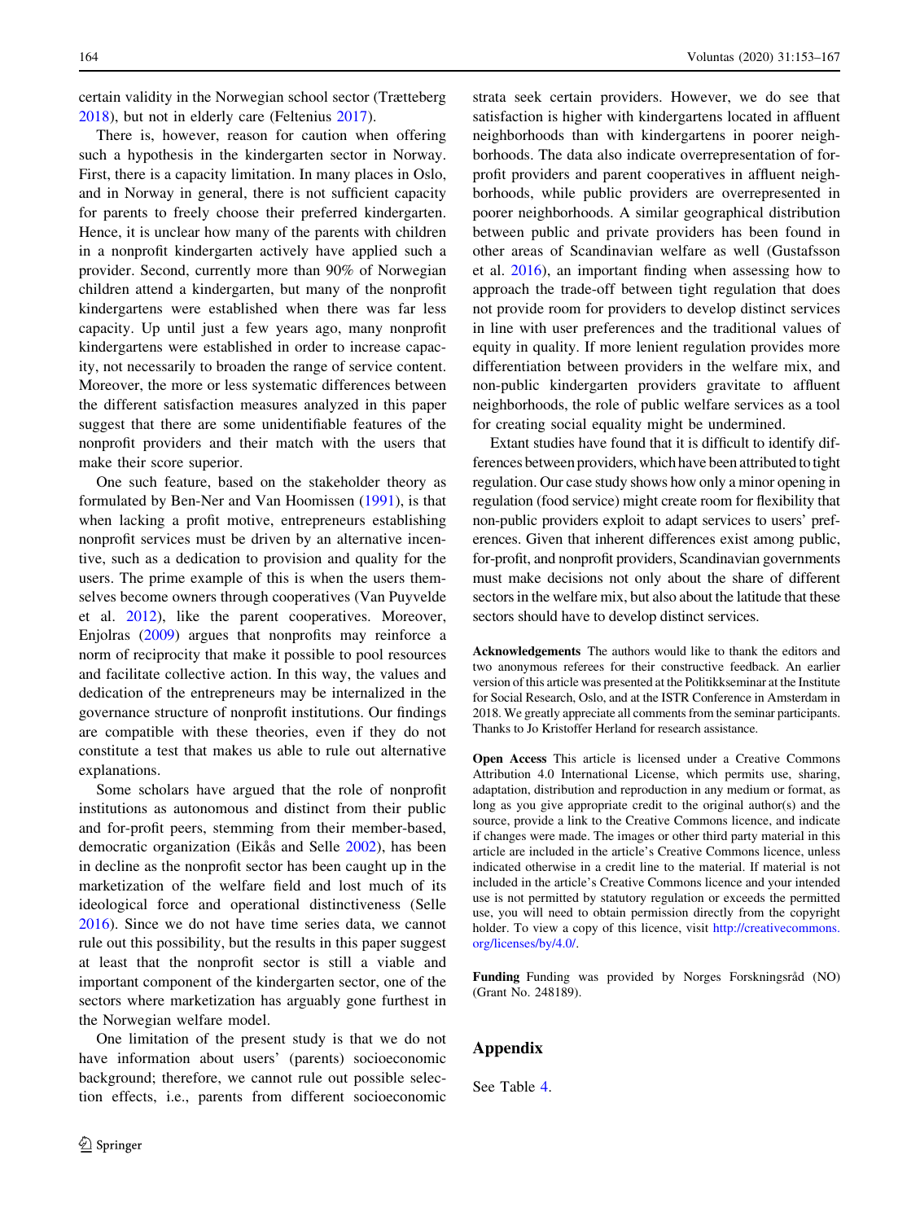certain validity in the Norwegian school sector (Trætteberg 2018), but not in elderly care (Feltenius 2017).

There is, however, reason for caution when offering such a hypothesis in the kindergarten sector in Norway. First, there is a capacity limitation. In many places in Oslo, and in Norway in general, there is not sufficient capacity for parents to freely choose their preferred kindergarten. Hence, it is unclear how many of the parents with children in a nonprofit kindergarten actively have applied such a provider. Second, currently more than 90% of Norwegian children attend a kindergarten, but many of the nonprofit kindergartens were established when there was far less capacity. Up until just a few years ago, many nonprofit kindergartens were established in order to increase capacity, not necessarily to broaden the range of service content. Moreover, the more or less systematic differences between the different satisfaction measures analyzed in this paper suggest that there are some unidentifiable features of the nonprofit providers and their match with the users that make their score superior.

One such feature, based on the stakeholder theory as formulated by Ben-Ner and Van Hoomissen (1991), is that when lacking a profit motive, entrepreneurs establishing nonprofit services must be driven by an alternative incentive, such as a dedication to provision and quality for the users. The prime example of this is when the users themselves become owners through cooperatives (Van Puyvelde et al. 2012), like the parent cooperatives. Moreover, Enjolras (2009) argues that nonprofits may reinforce a norm of reciprocity that make it possible to pool resources and facilitate collective action. In this way, the values and dedication of the entrepreneurs may be internalized in the governance structure of nonprofit institutions. Our findings are compatible with these theories, even if they do not constitute a test that makes us able to rule out alternative explanations.

Some scholars have argued that the role of nonprofit institutions as autonomous and distinct from their public and for-profit peers, stemming from their member-based, democratic organization (Eikås and Selle 2002), has been in decline as the nonprofit sector has been caught up in the marketization of the welfare field and lost much of its ideological force and operational distinctiveness (Selle 2016). Since we do not have time series data, we cannot rule out this possibility, but the results in this paper suggest at least that the nonprofit sector is still a viable and important component of the kindergarten sector, one of the sectors where marketization has arguably gone furthest in the Norwegian welfare model.

One limitation of the present study is that we do not have information about users' (parents) socioeconomic background; therefore, we cannot rule out possible selection effects, i.e., parents from different socioeconomic strata seek certain providers. However, we do see that satisfaction is higher with kindergartens located in affluent neighborhoods than with kindergartens in poorer neighborhoods. The data also indicate overrepresentation of for-profit providers and parent cooperatives in affluent neighborhoods, while public providers are overrepresented in poorer neighborhoods. A similar geographical distribution between public and private providers has been found in other areas of Scandinavian welfare as well (Gustafsson et al. 2016), an important finding when assessing how to approach the trade-off between tight regulation that does not provide room for providers to develop distinct services in line with user preferences and the traditional values of equity in quality. If more lenient regulation provides more differentiation between providers in the welfare mix, and non-public kindergarten providers gravitate to affluent neighborhoods, the role of public welfare services as a tool for creating social equality might be undermined.

Extant studies have found that it is difficult to identify differences between providers, which have been attributed to tight regulation. Our case study shows how only a minor opening in regulation (food service) might create room for flexibility that non-public providers exploit to adapt services to users' preferences. Given that inherent differences exist among public, for-profit, and nonprofit providers, Scandinavian governments must make decisions not only about the share of different sectors in the welfare mix, but also about the latitude that these sectors should have to develop distinct services.

**Acknowledgements** The authors would like to thank the editors and two anonymous referees for their constructive feedback. An earlier version of this article was presented at the Politikkseminar at the Institute for Social Research, Oslo, and at the ISTR Conference in Amsterdam in 2018. We greatly appreciate all comments from the seminar participants. Thanks to Jo Kristoffer Herland for research assistance.

**Open Access** This article is licensed under a Creative Commons Attribution 4.0 International License, which permits use, sharing, adaptation, distribution and reproduction in any medium or format, as long as you give appropriate credit to the original author(s) and the source, provide a link to the Creative Commons licence, and indicate if changes were made. The images or other third party material in this article are included in the article's Creative Commons licence, unless indicated otherwise in a credit line to the material. If material is not included in the article's Creative Commons licence and your intended use is not permitted by statutory regulation or exceeds the permitted use, you will need to obtain permission directly from the copyright holder. To view a copy of this licence, visit http://creativecommons.org/licenses/by/4.0/.

**Funding** Funding was provided by Norges Forskningsråd (NO) (Grant No. 248189).

## Appendix

See Table 4.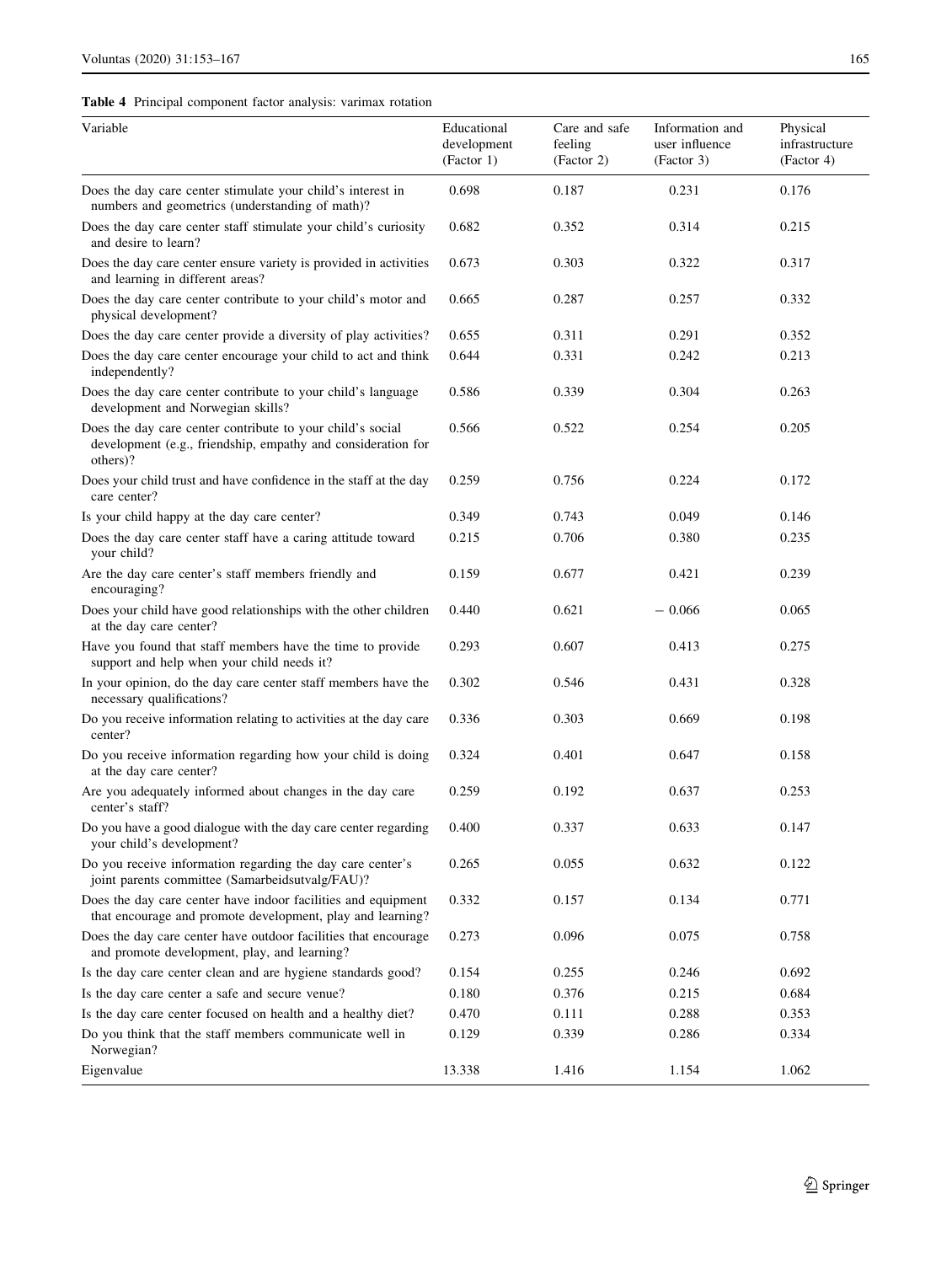**Table 4** Principal component factor analysis: varimax rotation

| Variable | Educational development (Factor 1) | Care and safe feeling (Factor 2) | Information and user influence (Factor 3) | Physical infrastructure (Factor 4) |
|---|---|---|---|---|
| Does the day care center stimulate your child's interest in numbers and geometrics (understanding of math)? | 0.698 | 0.187 | 0.231 | 0.176 |
| Does the day care center staff stimulate your child's curiosity and desire to learn? | 0.682 | 0.352 | 0.314 | 0.215 |
| Does the day care center ensure variety is provided in activities and learning in different areas? | 0.673 | 0.303 | 0.322 | 0.317 |
| Does the day care center contribute to your child's motor and physical development? | 0.665 | 0.287 | 0.257 | 0.332 |
| Does the day care center provide a diversity of play activities? | 0.655 | 0.311 | 0.291 | 0.352 |
| Does the day care center encourage your child to act and think independently? | 0.644 | 0.331 | 0.242 | 0.213 |
| Does the day care center contribute to your child's language development and Norwegian skills? | 0.586 | 0.339 | 0.304 | 0.263 |
| Does the day care center contribute to your child's social development (e.g., friendship, empathy and consideration for others)? | 0.566 | 0.522 | 0.254 | 0.205 |
| Does your child trust and have confidence in the staff at the day care center? | 0.259 | 0.756 | 0.224 | 0.172 |
| Is your child happy at the day care center? | 0.349 | 0.743 | 0.049 | 0.146 |
| Does the day care center staff have a caring attitude toward your child? | 0.215 | 0.706 | 0.380 | 0.235 |
| Are the day care center's staff members friendly and encouraging? | 0.159 | 0.677 | 0.421 | 0.239 |
| Does your child have good relationships with the other children at the day care center? | 0.440 | 0.621 | − 0.066 | 0.065 |
| Have you found that staff members have the time to provide support and help when your child needs it? | 0.293 | 0.607 | 0.413 | 0.275 |
| In your opinion, do the day care center staff members have the necessary qualifications? | 0.302 | 0.546 | 0.431 | 0.328 |
| Do you receive information relating to activities at the day care center? | 0.336 | 0.303 | 0.669 | 0.198 |
| Do you receive information regarding how your child is doing at the day care center? | 0.324 | 0.401 | 0.647 | 0.158 |
| Are you adequately informed about changes in the day care center's staff? | 0.259 | 0.192 | 0.637 | 0.253 |
| Do you have a good dialogue with the day care center regarding your child's development? | 0.400 | 0.337 | 0.633 | 0.147 |
| Do you receive information regarding the day care center's joint parents committee (Samarbeidsutvalg/FAU)? | 0.265 | 0.055 | 0.632 | 0.122 |
| Does the day care center have indoor facilities and equipment that encourage and promote development, play and learning? | 0.332 | 0.157 | 0.134 | 0.771 |
| Does the day care center have outdoor facilities that encourage and promote development, play, and learning? | 0.273 | 0.096 | 0.075 | 0.758 |
| Is the day care center clean and are hygiene standards good? | 0.154 | 0.255 | 0.246 | 0.692 |
| Is the day care center a safe and secure venue? | 0.180 | 0.376 | 0.215 | 0.684 |
| Is the day care center focused on health and a healthy diet? | 0.470 | 0.111 | 0.288 | 0.353 |
| Do you think that the staff members communicate well in Norwegian? | 0.129 | 0.339 | 0.286 | 0.334 |
| Eigenvalue | 13.338 | 1.416 | 1.154 | 1.062 |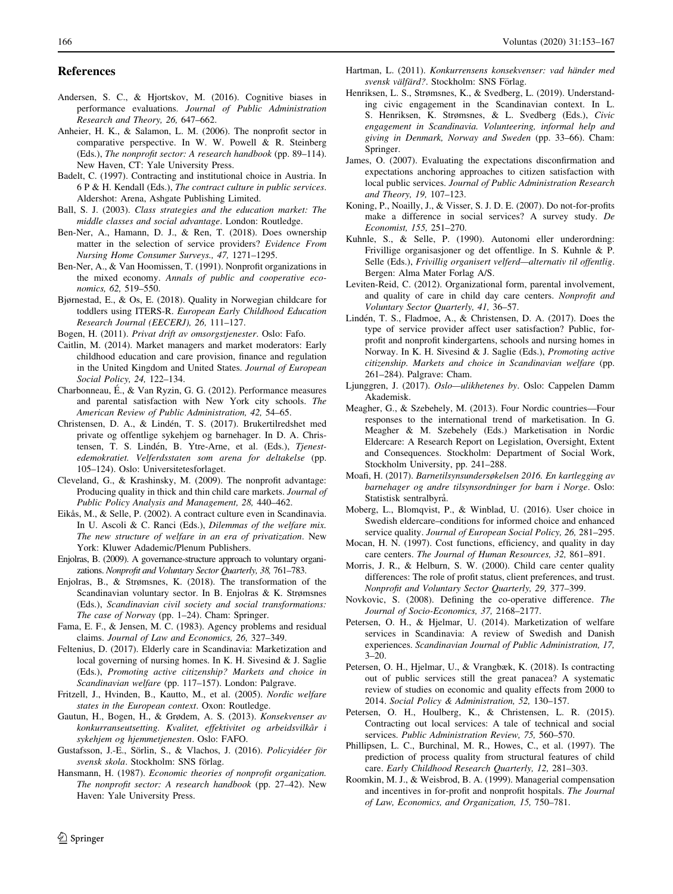## References

Andersen, S. C., & Hjortskov, M. (2016). Cognitive biases in performance evaluations. *Journal of Public Administration Research and Theory, 26,* 647–662.

Anheier, H. K., & Salamon, L. M. (2006). The nonprofit sector in comparative perspective. In W. W. Powell & R. Steinberg (Eds.), *The nonprofit sector: A research handbook* (pp. 89–114). New Haven, CT: Yale University Press.

Badelt, C. (1997). Contracting and institutional choice in Austria. In 6 P & H. Kendall (Eds.), *The contract culture in public services*. Aldershot: Arena, Ashgate Publishing Limited.

Ball, S. J. (2003). *Class strategies and the education market: The middle classes and social advantage*. London: Routledge.

Ben-Ner, A., Hamann, D. J., & Ren, T. (2018). Does ownership matter in the selection of service providers? *Evidence From Nursing Home Consumer Surveys., 47,* 1271–1295.

Ben-Ner, A., & Van Hoomissen, T. (1991). Nonprofit organizations in the mixed economy. *Annals of public and cooperative economics, 62,* 519–550.

Bjørnestad, E., & Os, E. (2018). Quality in Norwegian childcare for toddlers using ITERS-R. *European Early Childhood Education Research Journal (EECERJ), 26,* 111–127.

Bogen, H. (2011). *Privat drift av omsorgstjenester*. Oslo: Fafo.

Caitlin, M. (2014). Market managers and market moderators: Early childhood education and care provision, finance and regulation in the United Kingdom and United States. *Journal of European Social Policy, 24,* 122–134.

Charbonneau, É., & Van Ryzin, G. G. (2012). Performance measures and parental satisfaction with New York city schools. *The American Review of Public Administration, 42,* 54–65.

Christensen, D. A., & Lindén, T. S. (2017). Brukertilfredshet med private og offentlige sykehjem og barnehager. In D. A. Christensen, T. S. Lindén, B. Ytre-Arne, et al. (Eds.), *Tjenestedemokratiet. Velferdsstaten som arena for deltakelse* (pp. 105–124). Oslo: Universitetesforlaget.

Cleveland, G., & Krashinsky, M. (2009). The nonprofit advantage: Producing quality in thick and thin child care markets. *Journal of Public Policy Analysis and Management, 28,* 440–462.

Eikås, M., & Selle, P. (2002). A contract culture even in Scandinavia. In U. Ascoli & C. Ranci (Eds.), *Dilemmas of the welfare mix. The new structure of welfare in an era of privatization*. New York: Kluwer Adademic/Plenum Publishers.

Enjolras, B. (2009). A governance-structure approach to voluntary organizations. *Nonprofit and Voluntary Sector Quarterly, 38,* 761–783.

Enjolras, B., & Strømsnes, K. (2018). The transformation of the Scandinavian voluntary sector. In B. Enjolras & K. Strømsnes (Eds.), *Scandinavian civil society and social transformations: The case of Norway* (pp. 1–24). Cham: Springer.

Fama, E. F., & Jensen, M. C. (1983). Agency problems and residual claims. *Journal of Law and Economics, 26,* 327–349.

Feltenius, D. (2017). Elderly care in Scandinavia: Marketization and local governing of nursing homes. In K. H. Sivesind & J. Saglie (Eds.), *Promoting active citizenship? Markets and choice in Scandinavian welfare* (pp. 117–157). London: Palgrave.

Fritzell, J., Hvinden, B., Kautto, M., et al. (2005). *Nordic welfare states in the European context*. Oxon: Routledge.

Gautun, H., Bogen, H., & Grødem, A. S. (2013). *Konsekvenser av konkurranseutsetting. Kvalitet, effektivitet og arbeidsvilkår i sykehjem og hjemmetjenesten*. Oslo: FAFO.

Gustafsson, J.-E., Sörlin, S., & Vlachos, J. (2016). *Policyidéer för svensk skola*. Stockholm: SNS förlag.

Hansmann, H. (1987). *Economic theories of nonprofit organization. The nonprofit sector: A research handbook* (pp. 27–42). New Haven: Yale University Press.

Hartman, L. (2011). *Konkurrensens konsekvenser: vad händer med svensk välfärd?*. Stockholm: SNS Förlag.

Henriksen, L. S., Strømsnes, K., & Svedberg, L. (2019). Understanding civic engagement in the Scandinavian context. In L. S. Henriksen, K. Strømsnes, & L. Svedberg (Eds.), *Civic engagement in Scandinavia. Volunteering, informal help and giving in Denmark, Norway and Sweden* (pp. 33–66). Cham: Springer.

James, O. (2007). Evaluating the expectations disconfirmation and expectations anchoring approaches to citizen satisfaction with local public services. *Journal of Public Administration Research and Theory, 19,* 107–123.

Koning, P., Noailly, J., & Visser, S. J. D. E. (2007). Do not-for-profits make a difference in social services? A survey study. *De Economist, 155,* 251–270.

Kuhnle, S., & Selle, P. (1990). Autonomi eller underordning: Frivillige organisasjoner og det offentlige. In S. Kuhnle & P. Selle (Eds.), *Frivillig organisert velferd—alternativ til offentlig*. Bergen: Alma Mater Forlag A/S.

Leviten-Reid, C. (2012). Organizational form, parental involvement, and quality of care in child day care centers. *Nonprofit and Voluntary Sector Quarterly, 41,* 36–57.

Lindén, T. S., Fladmoe, A., & Christensen, D. A. (2017). Does the type of service provider affect user satisfaction? Public, for-profit and nonprofit kindergartens, schools and nursing homes in Norway. In K. H. Sivesind & J. Saglie (Eds.), *Promoting active citizenship. Markets and choice in Scandinavian welfare* (pp. 261–284). Palgrave: Cham.

Ljunggren, J. (2017). *Oslo—ulikhetenes by*. Oslo: Cappelen Damm Akademisk.

Meagher, G., & Szebehely, M. (2013). Four Nordic countries—Four responses to the international trend of marketisation. In G. Meagher & M. Szebehely (Eds.) Marketisation in Nordic Eldercare: A Research Report on Legislation, Oversight, Extent and Consequences. Stockholm: Department of Social Work, Stockholm University, pp. 241–288.

Moafi, H. (2017). *Barnetilsynsundersøkelsen 2016. En kartlegging av barnehager og andre tilsynsordninger for barn i Norge*. Oslo: Statistisk sentralbyrå.

Moberg, L., Blomqvist, P., & Winblad, U. (2016). User choice in Swedish eldercare–conditions for informed choice and enhanced service quality. *Journal of European Social Policy, 26,* 281–295.

Mocan, H. N. (1997). Cost functions, efficiency, and quality in day care centers. *The Journal of Human Resources, 32,* 861–891.

Morris, J. R., & Helburn, S. W. (2000). Child care center quality differences: The role of profit status, client preferences, and trust. *Nonprofit and Voluntary Sector Quarterly, 29,* 377–399.

Novkovic, S. (2008). Defining the co-operative difference. *The Journal of Socio-Economics, 37,* 2168–2177.

Petersen, O. H., & Hjelmar, U. (2014). Marketization of welfare services in Scandinavia: A review of Swedish and Danish experiences. *Scandinavian Journal of Public Administration, 17,* 3–20.

Petersen, O. H., Hjelmar, U., & Vrangbæk, K. (2018). Is contracting out of public services still the great panacea? A systematic review of studies on economic and quality effects from 2000 to 2014. *Social Policy & Administration, 52,* 130–157.

Petersen, O. H., Houlberg, K., & Christensen, L. R. (2015). Contracting out local services: A tale of technical and social services. *Public Administration Review, 75,* 560–570.

Phillipsen, L. C., Burchinal, M. R., Howes, C., et al. (1997). The prediction of process quality from structural features of child care. *Early Childhood Research Quarterly, 12,* 281–303.

Roomkin, M. J., & Weisbrod, B. A. (1999). Managerial compensation and incentives in for-profit and nonprofit hospitals. *The Journal of Law, Economics, and Organization, 15,* 750–781.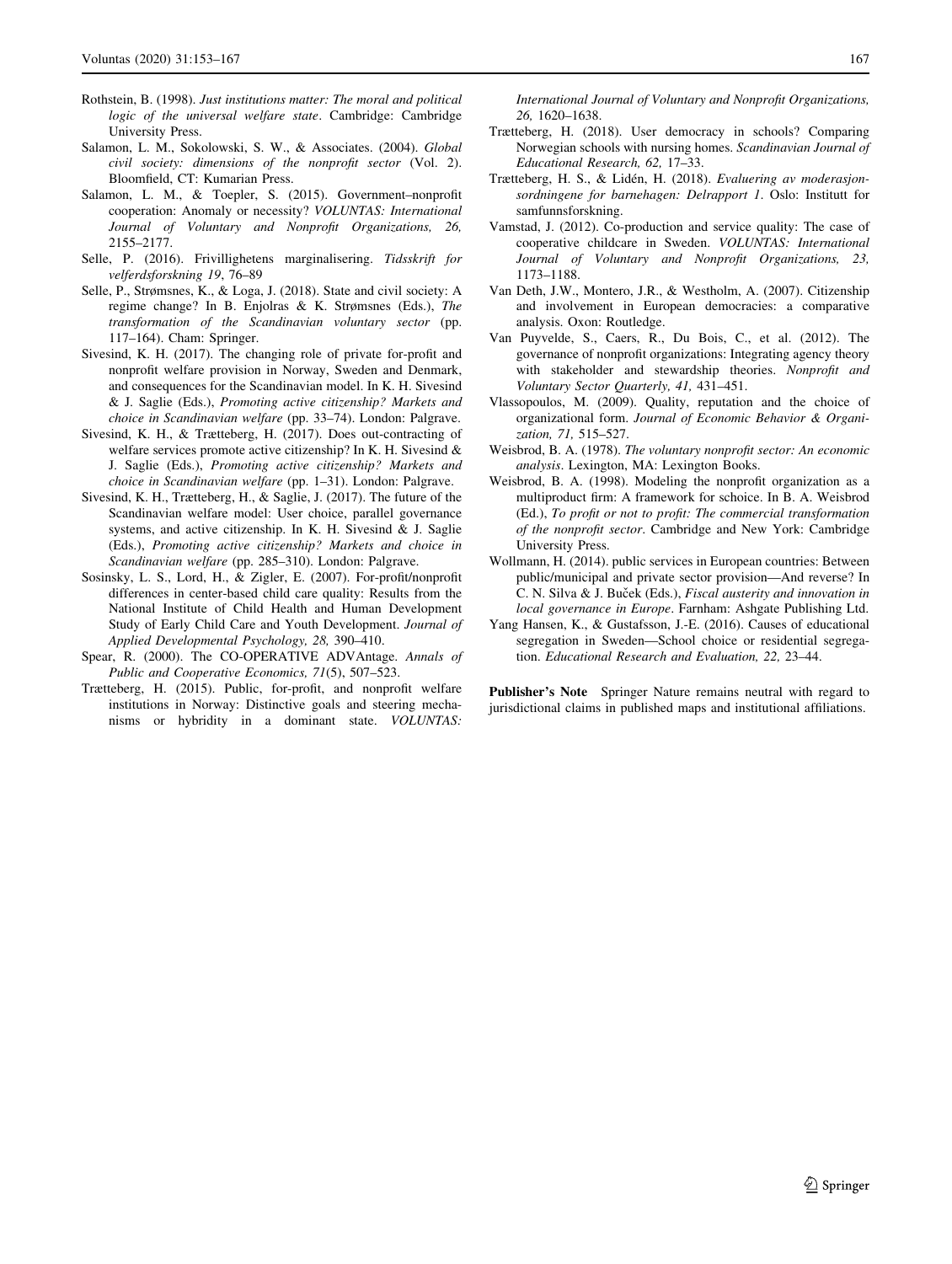Rothstein, B. (1998). *Just institutions matter: The moral and political logic of the universal welfare state*. Cambridge: Cambridge University Press.

Salamon, L. M., Sokolowski, S. W., & Associates. (2004). *Global civil society: dimensions of the nonprofit sector* (Vol. 2). Bloomfield, CT: Kumarian Press.

Salamon, L. M., & Toepler, S. (2015). Government–nonprofit cooperation: Anomaly or necessity? *VOLUNTAS: International Journal of Voluntary and Nonprofit Organizations, 26,* 2155–2177.

Selle, P. (2016). Frivillighetens marginalisering. *Tidsskrift for velferdsforskning 19*, 76–89

Selle, P., Strømsnes, K., & Loga, J. (2018). State and civil society: A regime change? In B. Enjolras & K. Strømsnes (Eds.), *The transformation of the Scandinavian voluntary sector* (pp. 117–164). Cham: Springer.

Sivesind, K. H. (2017). The changing role of private for-profit and nonprofit welfare provision in Norway, Sweden and Denmark, and consequences for the Scandinavian model. In K. H. Sivesind & J. Saglie (Eds.), *Promoting active citizenship? Markets and choice in Scandinavian welfare* (pp. 33–74). London: Palgrave.

Sivesind, K. H., & Trætteberg, H. (2017). Does out-contracting of welfare services promote active citizenship? In K. H. Sivesind & J. Saglie (Eds.), *Promoting active citizenship? Markets and choice in Scandinavian welfare* (pp. 1–31). London: Palgrave.

Sivesind, K. H., Trætteberg, H., & Saglie, J. (2017). The future of the Scandinavian welfare model: User choice, parallel governance systems, and active citizenship. In K. H. Sivesind & J. Saglie (Eds.), *Promoting active citizenship? Markets and choice in Scandinavian welfare* (pp. 285–310). London: Palgrave.

Sosinsky, L. S., Lord, H., & Zigler, E. (2007). For-profit/nonprofit differences in center-based child care quality: Results from the National Institute of Child Health and Human Development Study of Early Child Care and Youth Development. *Journal of Applied Developmental Psychology, 28,* 390–410.

Spear, R. (2000). The CO-OPERATIVE ADVAntage. *Annals of Public and Cooperative Economics, 71*(5), 507–523.

Trætteberg, H. (2015). Public, for-profit, and nonprofit welfare institutions in Norway: Distinctive goals and steering mechanisms or hybridity in a dominant state. *VOLUNTAS: International Journal of Voluntary and Nonprofit Organizations, 26,* 1620–1638.

Trætteberg, H. (2018). User democracy in schools? Comparing Norwegian schools with nursing homes. *Scandinavian Journal of Educational Research, 62,* 17–33.

Trætteberg, H. S., & Lidén, H. (2018). *Evaluering av moderasjonsordningene for barnehagen: Delrapport 1*. Oslo: Institutt for samfunnsforskning.

Vamstad, J. (2012). Co-production and service quality: The case of cooperative childcare in Sweden. *VOLUNTAS: International Journal of Voluntary and Nonprofit Organizations, 23,* 1173–1188.

Van Deth, J.W., Montero, J.R., & Westholm, A. (2007). Citizenship and involvement in European democracies: a comparative analysis. Oxon: Routledge.

Van Puyvelde, S., Caers, R., Du Bois, C., et al. (2012). The governance of nonprofit organizations: Integrating agency theory with stakeholder and stewardship theories. *Nonprofit and Voluntary Sector Quarterly, 41,* 431–451.

Vlassopoulos, M. (2009). Quality, reputation and the choice of organizational form. *Journal of Economic Behavior & Organization, 71,* 515–527.

Weisbrod, B. A. (1978). *The voluntary nonprofit sector: An economic analysis*. Lexington, MA: Lexington Books.

Weisbrod, B. A. (1998). Modeling the nonprofit organization as a multiproduct firm: A framework for schoice. In B. A. Weisbrod (Ed.), *To profit or not to profit: The commercial transformation of the nonprofit sector*. Cambridge and New York: Cambridge University Press.

Wollmann, H. (2014). public services in European countries: Between public/municipal and private sector provision—And reverse? In C. N. Silva & J. Buček (Eds.), *Fiscal austerity and innovation in local governance in Europe*. Farnham: Ashgate Publishing Ltd.

Yang Hansen, K., & Gustafsson, J.-E. (2016). Causes of educational segregation in Sweden—School choice or residential segregation. *Educational Research and Evaluation, 22,* 23–44.

**Publisher's Note** Springer Nature remains neutral with regard to jurisdictional claims in published maps and institutional affiliations.